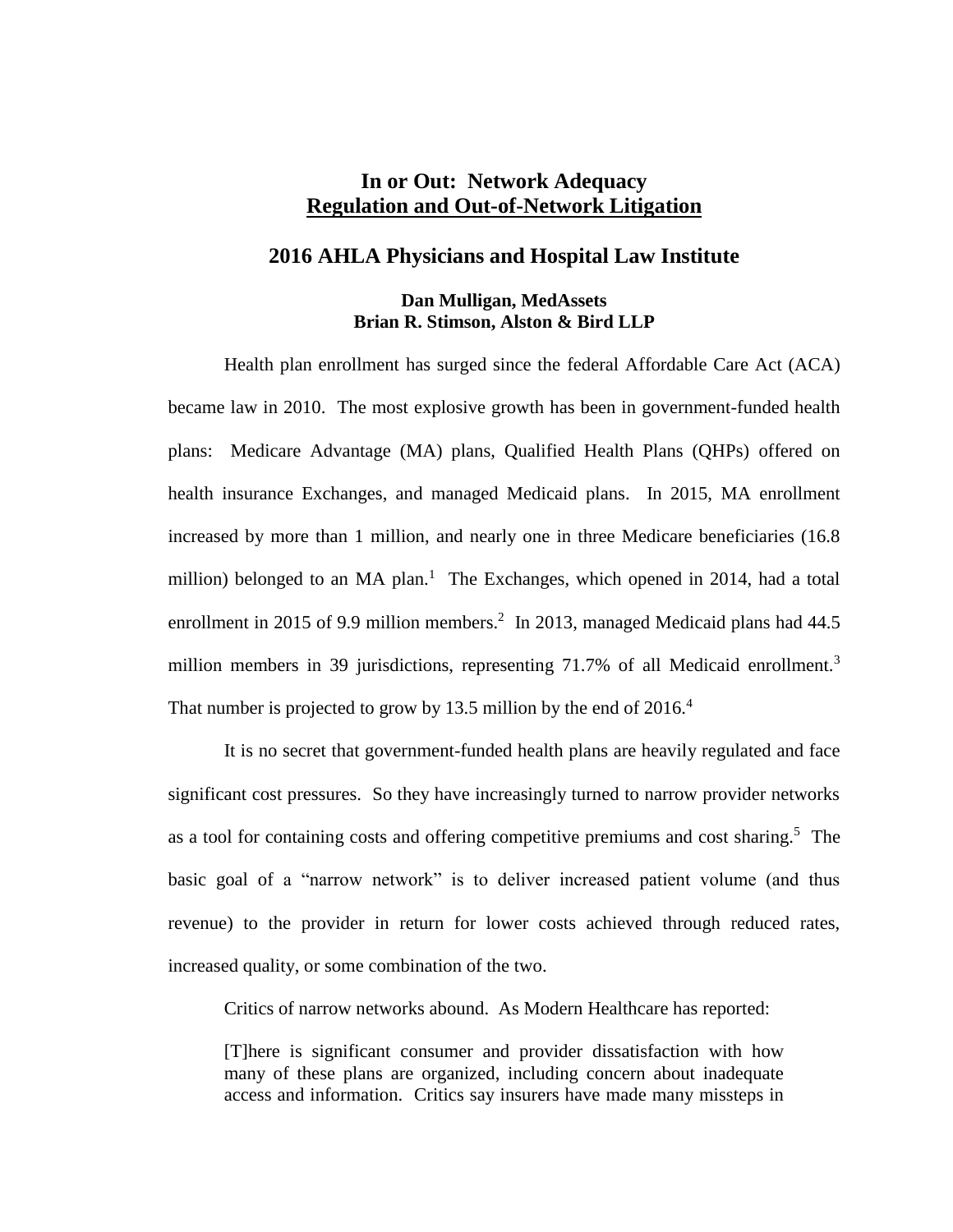# In or Out: Network Adequacy
## Regulation and Out-of-Network Litigation

## 2016 AHLA Physicians and Hospital Law Institute

**Dan Mulligan, MedAssets**
**Brian R. Stimson, Alston & Bird LLP**

Health plan enrollment has surged since the federal Affordable Care Act (ACA) became law in 2010. The most explosive growth has been in government-funded health plans: Medicare Advantage (MA) plans, Qualified Health Plans (QHPs) offered on health insurance Exchanges, and managed Medicaid plans. In 2015, MA enrollment increased by more than 1 million, and nearly one in three Medicare beneficiaries (16.8 million) belonged to an MA plan.[1] The Exchanges, which opened in 2014, had a total enrollment in 2015 of 9.9 million members.[2] In 2013, managed Medicaid plans had 44.5 million members in 39 jurisdictions, representing 71.7% of all Medicaid enrollment.[3] That number is projected to grow by 13.5 million by the end of 2016.[4]

It is no secret that government-funded health plans are heavily regulated and face significant cost pressures. So they have increasingly turned to narrow provider networks as a tool for containing costs and offering competitive premiums and cost sharing.[5] The basic goal of a "narrow network" is to deliver increased patient volume (and thus revenue) to the provider in return for lower costs achieved through reduced rates, increased quality, or some combination of the two.

Critics of narrow networks abound. As Modern Healthcare has reported:

> [T]here is significant consumer and provider dissatisfaction with how many of these plans are organized, including concern about inadequate access and information. Critics say insurers have made many missteps in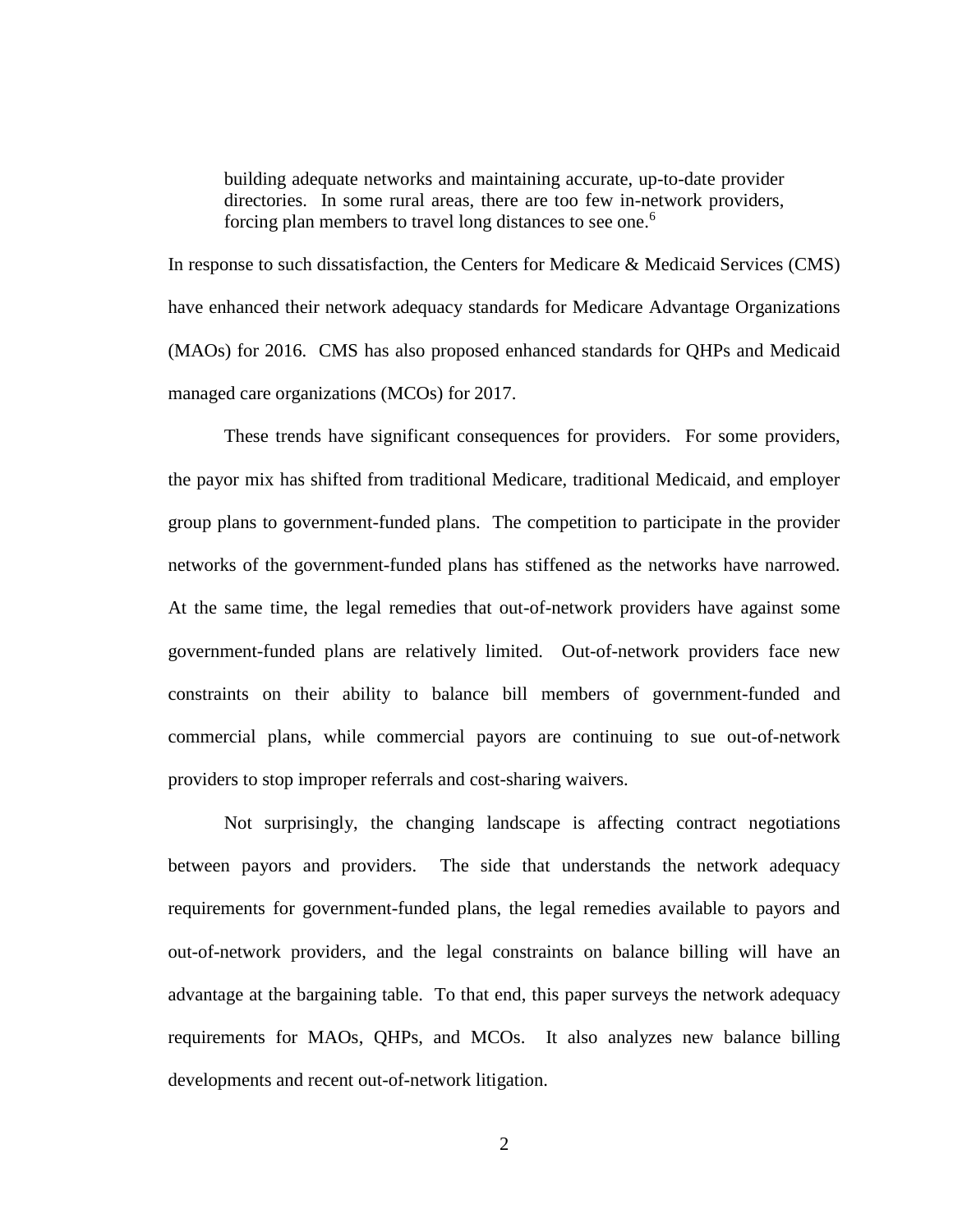> building adequate networks and maintaining accurate, up-to-date provider directories. In some rural areas, there are too few in-network providers, forcing plan members to travel long distances to see one.[6]

In response to such dissatisfaction, the Centers for Medicare & Medicaid Services (CMS) have enhanced their network adequacy standards for Medicare Advantage Organizations (MAOs) for 2016. CMS has also proposed enhanced standards for QHPs and Medicaid managed care organizations (MCOs) for 2017.

These trends have significant consequences for providers. For some providers, the payor mix has shifted from traditional Medicare, traditional Medicaid, and employer group plans to government-funded plans. The competition to participate in the provider networks of the government-funded plans has stiffened as the networks have narrowed. At the same time, the legal remedies that out-of-network providers have against some government-funded plans are relatively limited. Out-of-network providers face new constraints on their ability to balance bill members of government-funded and commercial plans, while commercial payors are continuing to sue out-of-network providers to stop improper referrals and cost-sharing waivers.

Not surprisingly, the changing landscape is affecting contract negotiations between payors and providers. The side that understands the network adequacy requirements for government-funded plans, the legal remedies available to payors and out-of-network providers, and the legal constraints on balance billing will have an advantage at the bargaining table. To that end, this paper surveys the network adequacy requirements for MAOs, QHPs, and MCOs. It also analyzes new balance billing developments and recent out-of-network litigation.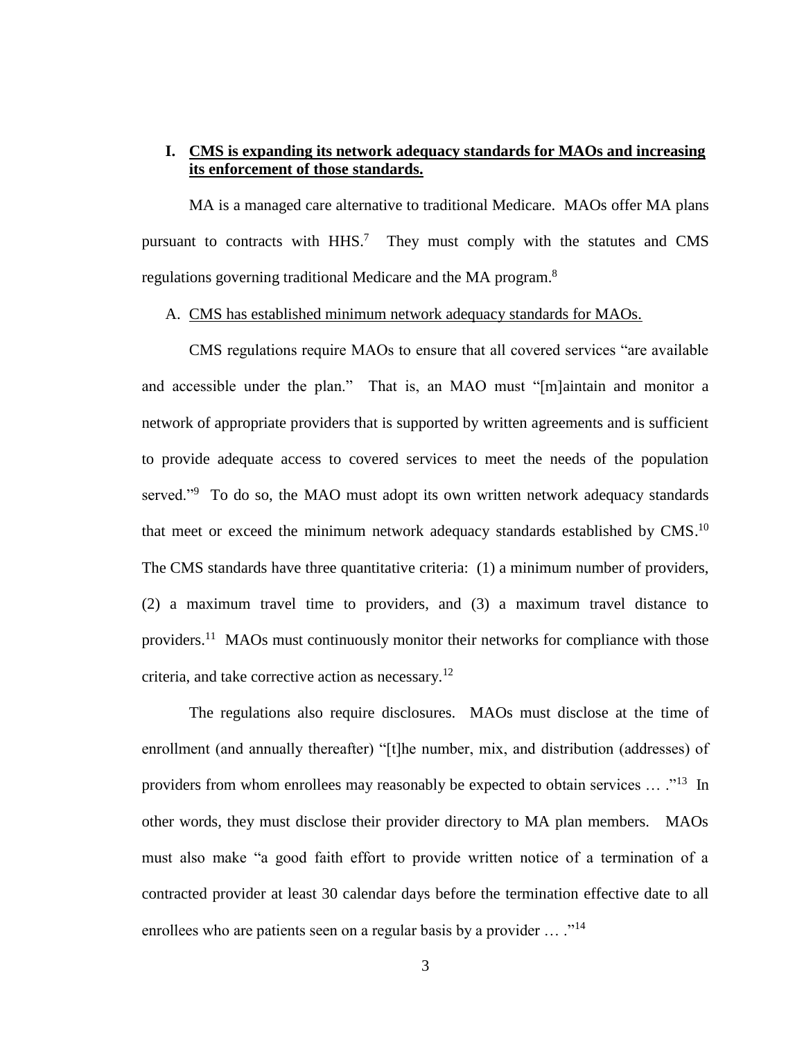## I. CMS is expanding its network adequacy standards for MAOs and increasing its enforcement of those standards.

MA is a managed care alternative to traditional Medicare. MAOs offer MA plans pursuant to contracts with HHS.[7] They must comply with the statutes and CMS regulations governing traditional Medicare and the MA program.[8]

### A. CMS has established minimum network adequacy standards for MAOs.

CMS regulations require MAOs to ensure that all covered services "are available and accessible under the plan." That is, an MAO must "[m]aintain and monitor a network of appropriate providers that is supported by written agreements and is sufficient to provide adequate access to covered services to meet the needs of the population served."[9] To do so, the MAO must adopt its own written network adequacy standards that meet or exceed the minimum network adequacy standards established by CMS.[10] The CMS standards have three quantitative criteria: (1) a minimum number of providers, (2) a maximum travel time to providers, and (3) a maximum travel distance to providers.[11] MAOs must continuously monitor their networks for compliance with those criteria, and take corrective action as necessary.[12]

The regulations also require disclosures. MAOs must disclose at the time of enrollment (and annually thereafter) "[t]he number, mix, and distribution (addresses) of providers from whom enrollees may reasonably be expected to obtain services … ."[13] In other words, they must disclose their provider directory to MA plan members. MAOs must also make "a good faith effort to provide written notice of a termination of a contracted provider at least 30 calendar days before the termination effective date to all enrollees who are patients seen on a regular basis by a provider … ."[14]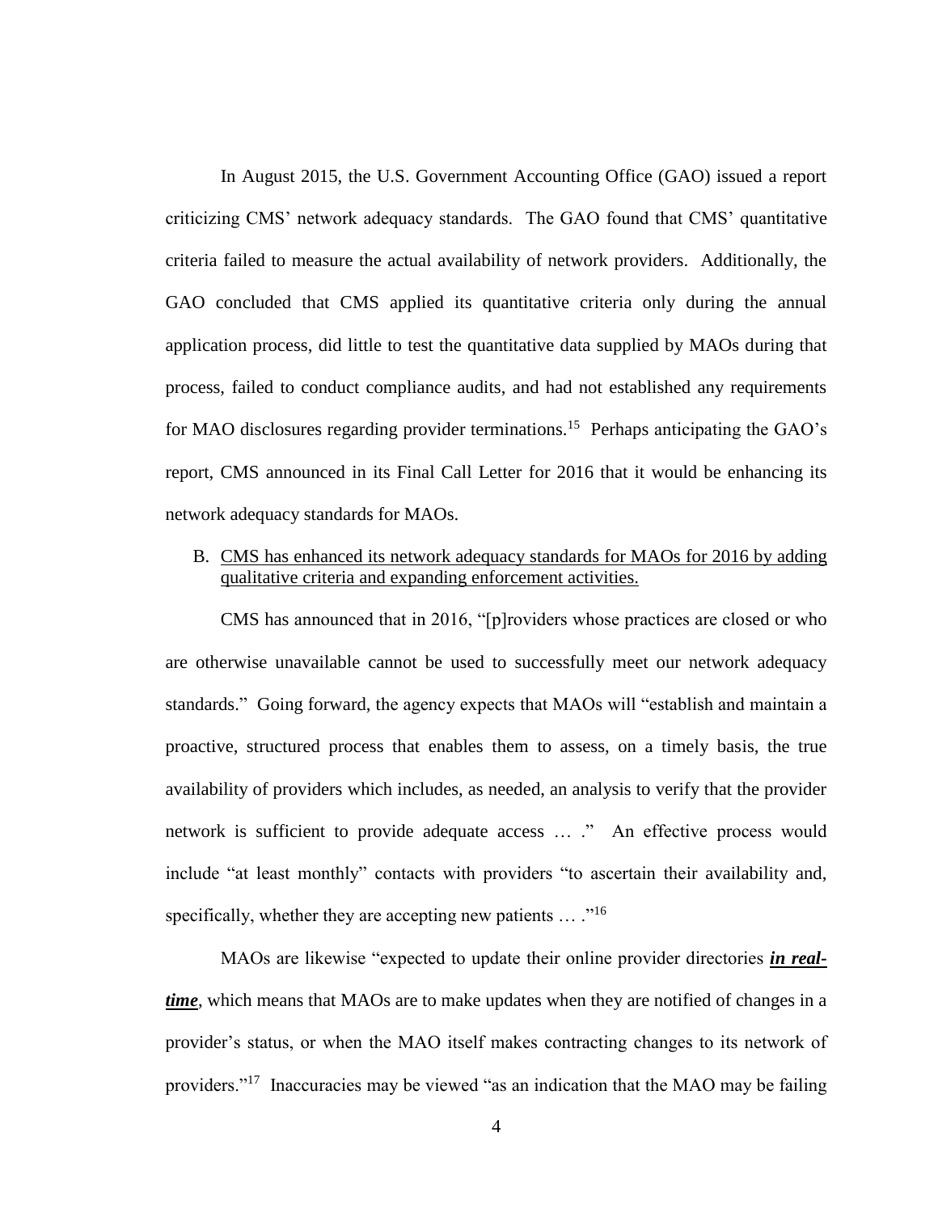In August 2015, the U.S. Government Accounting Office (GAO) issued a report criticizing CMS' network adequacy standards. The GAO found that CMS' quantitative criteria failed to measure the actual availability of network providers. Additionally, the GAO concluded that CMS applied its quantitative criteria only during the annual application process, did little to test the quantitative data supplied by MAOs during that process, failed to conduct compliance audits, and had not established any requirements for MAO disclosures regarding provider terminations.[15] Perhaps anticipating the GAO's report, CMS announced in its Final Call Letter for 2016 that it would be enhancing its network adequacy standards for MAOs.

B. <u>CMS has enhanced its network adequacy standards for MAOs for 2016 by adding qualitative criteria and expanding enforcement activities.</u>

CMS has announced that in 2016, "[p]roviders whose practices are closed or who are otherwise unavailable cannot be used to successfully meet our network adequacy standards." Going forward, the agency expects that MAOs will "establish and maintain a proactive, structured process that enables them to assess, on a timely basis, the true availability of providers which includes, as needed, an analysis to verify that the provider network is sufficient to provide adequate access … ." An effective process would include "at least monthly" contacts with providers "to ascertain their availability and, specifically, whether they are accepting new patients … ."[16]

MAOs are likewise "expected to update their online provider directories ***<u>in real-time</u>***, which means that MAOs are to make updates when they are notified of changes in a provider's status, or when the MAO itself makes contracting changes to its network of providers."[17] Inaccuracies may be viewed "as an indication that the MAO may be failing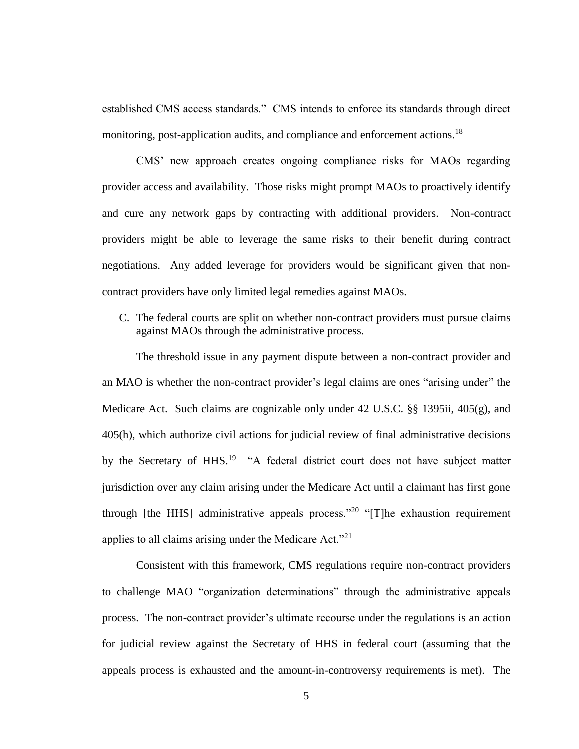established CMS access standards." CMS intends to enforce its standards through direct monitoring, post-application audits, and compliance and enforcement actions.[18]

CMS' new approach creates ongoing compliance risks for MAOs regarding provider access and availability. Those risks might prompt MAOs to proactively identify and cure any network gaps by contracting with additional providers. Non-contract providers might be able to leverage the same risks to their benefit during contract negotiations. Any added leverage for providers would be significant given that non-contract providers have only limited legal remedies against MAOs.

C. <u>The federal courts are split on whether non-contract providers must pursue claims against MAOs through the administrative process.</u>

The threshold issue in any payment dispute between a non-contract provider and an MAO is whether the non-contract provider's legal claims are ones "arising under" the Medicare Act. Such claims are cognizable only under 42 U.S.C. §§ 1395ii, 405(g), and 405(h), which authorize civil actions for judicial review of final administrative decisions by the Secretary of HHS.[19] "A federal district court does not have subject matter jurisdiction over any claim arising under the Medicare Act until a claimant has first gone through [the HHS] administrative appeals process."[20] "[T]he exhaustion requirement applies to all claims arising under the Medicare Act."[21]

Consistent with this framework, CMS regulations require non-contract providers to challenge MAO "organization determinations" through the administrative appeals process. The non-contract provider's ultimate recourse under the regulations is an action for judicial review against the Secretary of HHS in federal court (assuming that the appeals process is exhausted and the amount-in-controversy requirements is met). The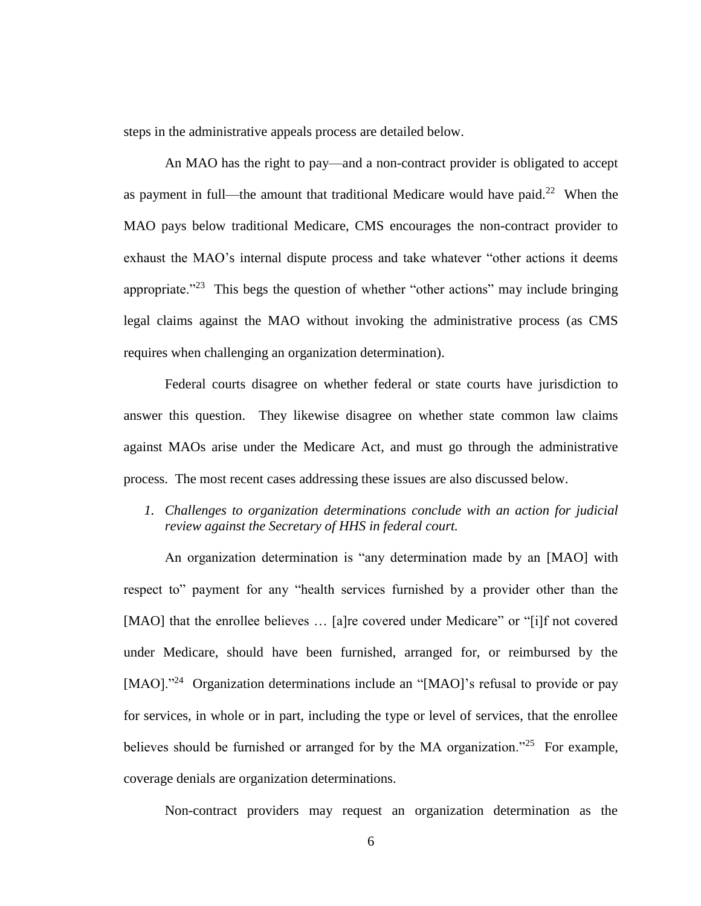steps in the administrative appeals process are detailed below.

An MAO has the right to pay—and a non-contract provider is obligated to accept as payment in full—the amount that traditional Medicare would have paid.[22] When the MAO pays below traditional Medicare, CMS encourages the non-contract provider to exhaust the MAO's internal dispute process and take whatever "other actions it deems appropriate."[23] This begs the question of whether "other actions" may include bringing legal claims against the MAO without invoking the administrative process (as CMS requires when challenging an organization determination).

Federal courts disagree on whether federal or state courts have jurisdiction to answer this question. They likewise disagree on whether state common law claims against MAOs arise under the Medicare Act, and must go through the administrative process. The most recent cases addressing these issues are also discussed below.

1. *Challenges to organization determinations conclude with an action for judicial review against the Secretary of HHS in federal court.*

An organization determination is "any determination made by an [MAO] with respect to" payment for any "health services furnished by a provider other than the [MAO] that the enrollee believes … [a]re covered under Medicare" or "[i]f not covered under Medicare, should have been furnished, arranged for, or reimbursed by the [MAO]."[24] Organization determinations include an "[MAO]'s refusal to provide or pay for services, in whole or in part, including the type or level of services, that the enrollee believes should be furnished or arranged for by the MA organization."[25] For example, coverage denials are organization determinations.

Non-contract providers may request an organization determination as the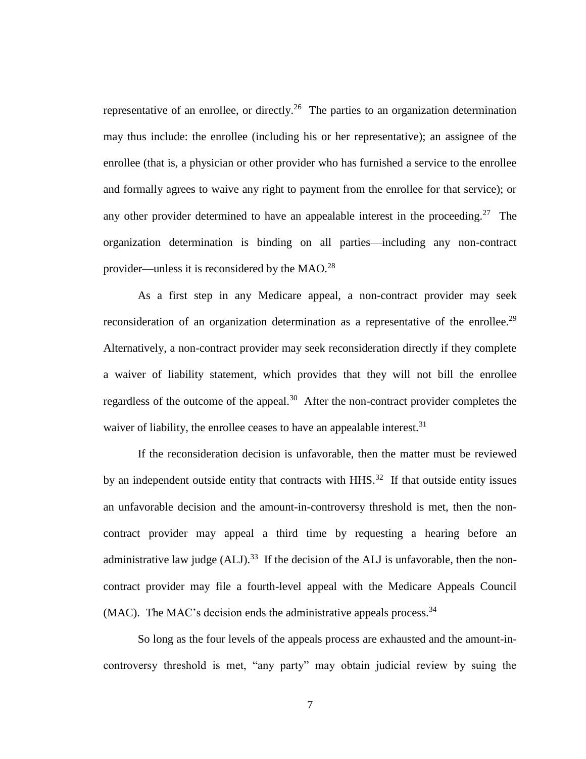representative of an enrollee, or directly.[26] The parties to an organization determination may thus include: the enrollee (including his or her representative); an assignee of the enrollee (that is, a physician or other provider who has furnished a service to the enrollee and formally agrees to waive any right to payment from the enrollee for that service); or any other provider determined to have an appealable interest in the proceeding.[27] The organization determination is binding on all parties—including any non-contract provider—unless it is reconsidered by the MAO.[28]

As a first step in any Medicare appeal, a non-contract provider may seek reconsideration of an organization determination as a representative of the enrollee.[29] Alternatively, a non-contract provider may seek reconsideration directly if they complete a waiver of liability statement, which provides that they will not bill the enrollee regardless of the outcome of the appeal.[30] After the non-contract provider completes the waiver of liability, the enrollee ceases to have an appealable interest.[31]

If the reconsideration decision is unfavorable, then the matter must be reviewed by an independent outside entity that contracts with HHS.[32] If that outside entity issues an unfavorable decision and the amount-in-controversy threshold is met, then the non-contract provider may appeal a third time by requesting a hearing before an administrative law judge (ALJ).[33] If the decision of the ALJ is unfavorable, then the non-contract provider may file a fourth-level appeal with the Medicare Appeals Council (MAC). The MAC's decision ends the administrative appeals process.[34]

So long as the four levels of the appeals process are exhausted and the amount-in-controversy threshold is met, "any party" may obtain judicial review by suing the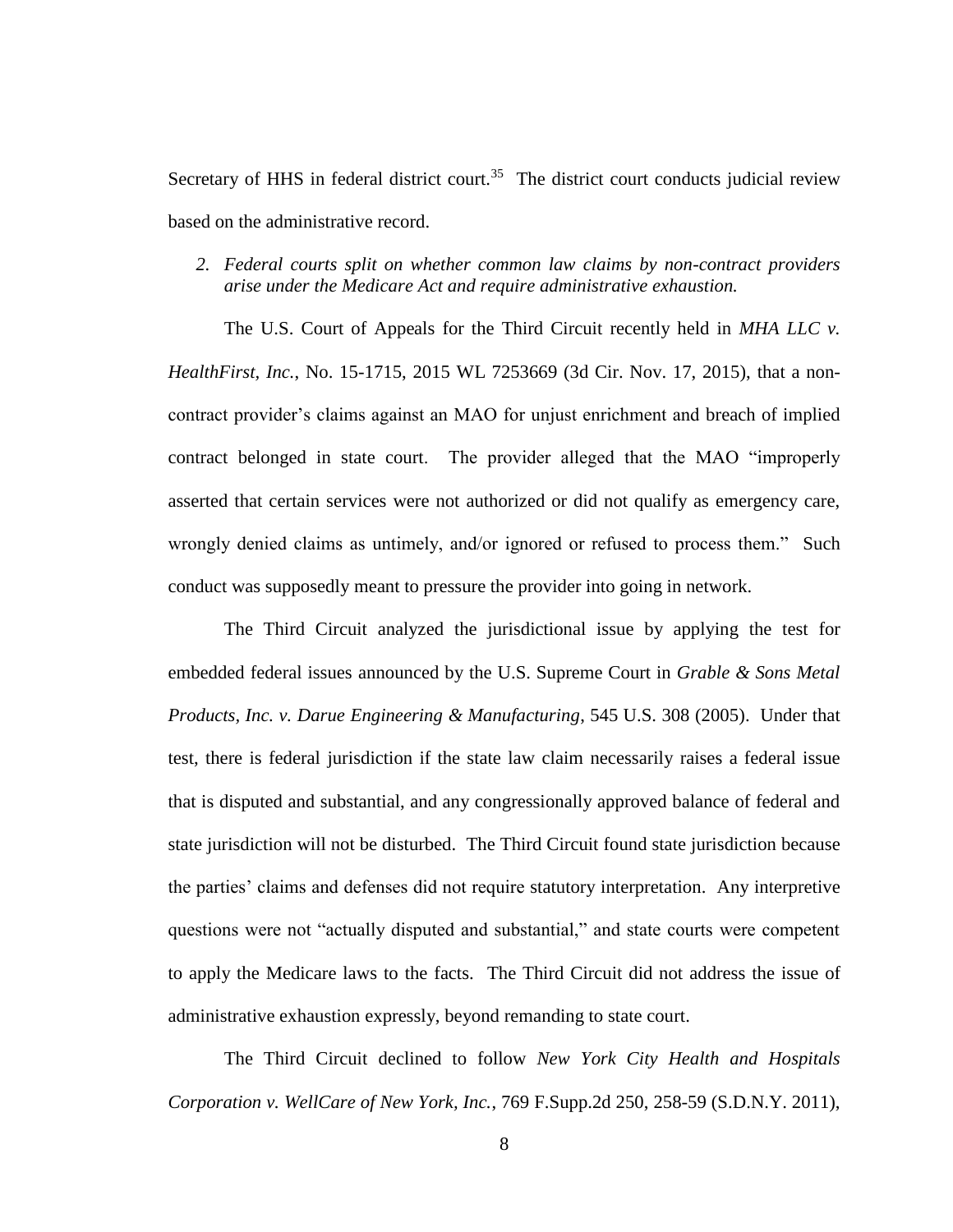Secretary of HHS in federal district court.[35] The district court conducts judicial review based on the administrative record.

*2. Federal courts split on whether common law claims by non-contract providers arise under the Medicare Act and require administrative exhaustion.*

The U.S. Court of Appeals for the Third Circuit recently held in *MHA LLC v. HealthFirst, Inc.*, No. 15-1715, 2015 WL 7253669 (3d Cir. Nov. 17, 2015), that a non-contract provider's claims against an MAO for unjust enrichment and breach of implied contract belonged in state court. The provider alleged that the MAO "improperly asserted that certain services were not authorized or did not qualify as emergency care, wrongly denied claims as untimely, and/or ignored or refused to process them." Such conduct was supposedly meant to pressure the provider into going in network.

The Third Circuit analyzed the jurisdictional issue by applying the test for embedded federal issues announced by the U.S. Supreme Court in *Grable & Sons Metal Products, Inc. v. Darue Engineering & Manufacturing*, 545 U.S. 308 (2005). Under that test, there is federal jurisdiction if the state law claim necessarily raises a federal issue that is disputed and substantial, and any congressionally approved balance of federal and state jurisdiction will not be disturbed. The Third Circuit found state jurisdiction because the parties' claims and defenses did not require statutory interpretation. Any interpretive questions were not "actually disputed and substantial," and state courts were competent to apply the Medicare laws to the facts. The Third Circuit did not address the issue of administrative exhaustion expressly, beyond remanding to state court.

The Third Circuit declined to follow *New York City Health and Hospitals Corporation v. WellCare of New York, Inc.*, 769 F.Supp.2d 250, 258-59 (S.D.N.Y. 2011),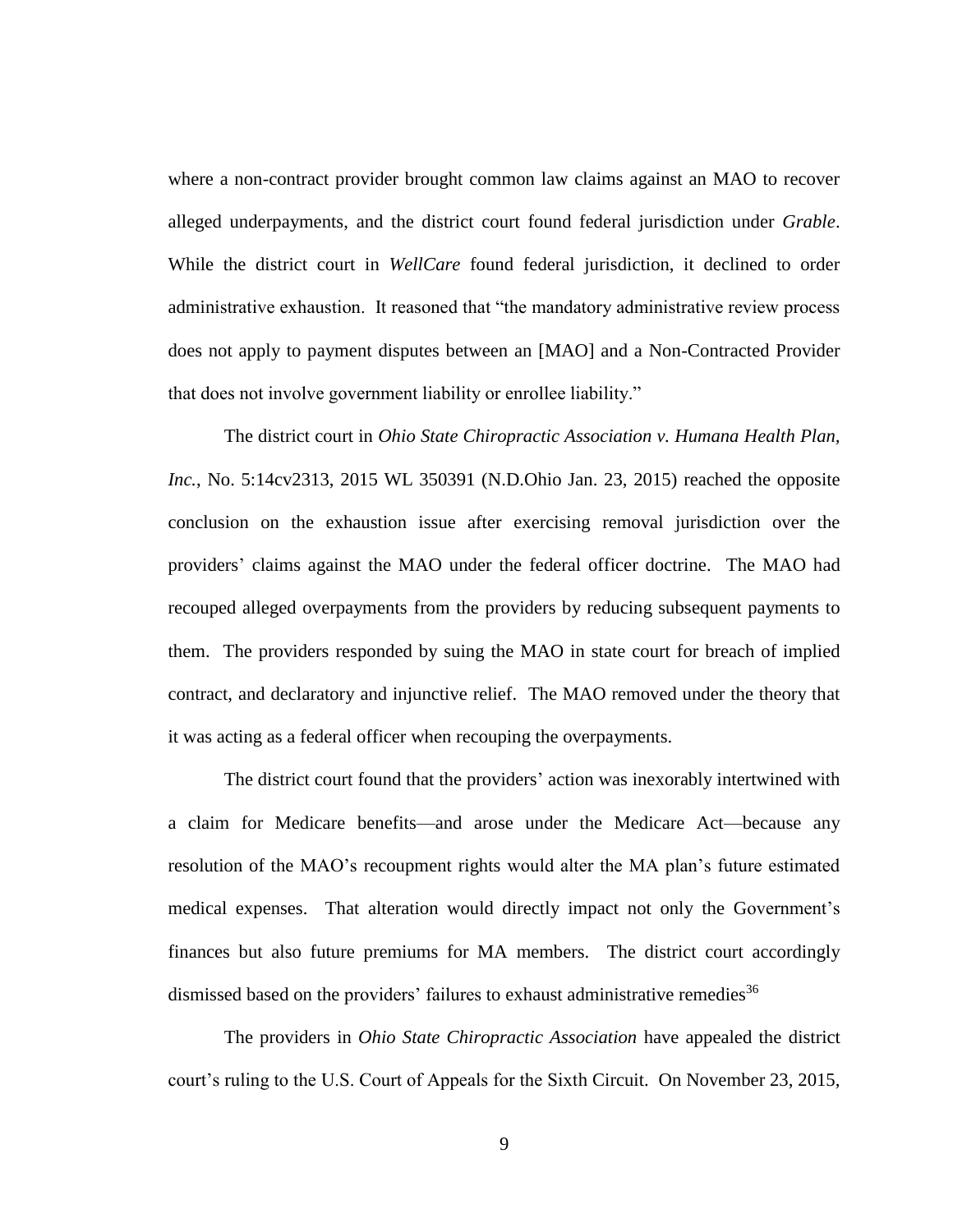where a non-contract provider brought common law claims against an MAO to recover alleged underpayments, and the district court found federal jurisdiction under *Grable*. While the district court in *WellCare* found federal jurisdiction, it declined to order administrative exhaustion. It reasoned that "the mandatory administrative review process does not apply to payment disputes between an [MAO] and a Non-Contracted Provider that does not involve government liability or enrollee liability."

The district court in *Ohio State Chiropractic Association v. Humana Health Plan, Inc.*, No. 5:14cv2313, 2015 WL 350391 (N.D.Ohio Jan. 23, 2015) reached the opposite conclusion on the exhaustion issue after exercising removal jurisdiction over the providers' claims against the MAO under the federal officer doctrine. The MAO had recouped alleged overpayments from the providers by reducing subsequent payments to them. The providers responded by suing the MAO in state court for breach of implied contract, and declaratory and injunctive relief. The MAO removed under the theory that it was acting as a federal officer when recouping the overpayments.

The district court found that the providers' action was inexorably intertwined with a claim for Medicare benefits—and arose under the Medicare Act—because any resolution of the MAO's recoupment rights would alter the MA plan's future estimated medical expenses. That alteration would directly impact not only the Government's finances but also future premiums for MA members. The district court accordingly dismissed based on the providers' failures to exhaust administrative remedies[36]

The providers in *Ohio State Chiropractic Association* have appealed the district court's ruling to the U.S. Court of Appeals for the Sixth Circuit. On November 23, 2015,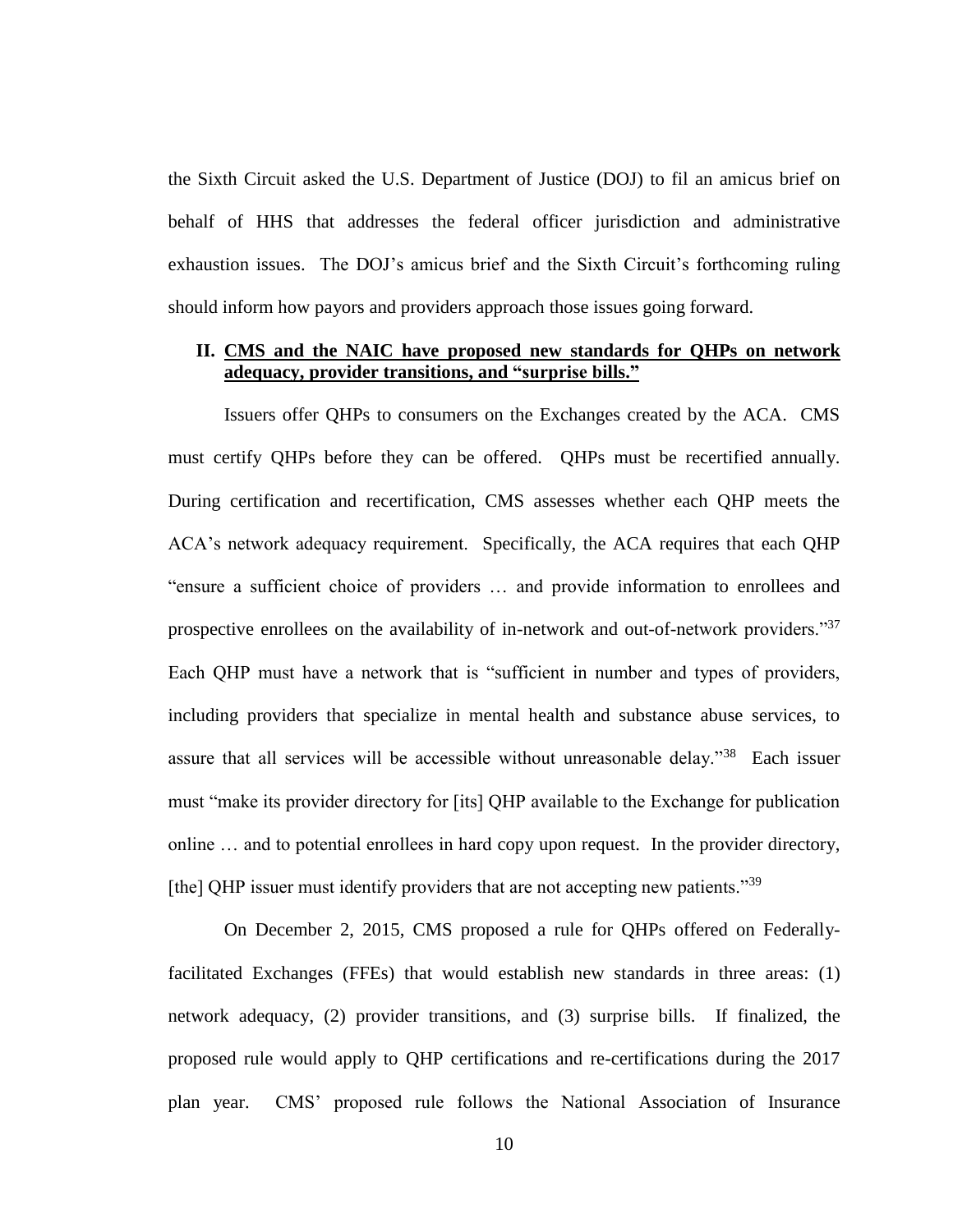the Sixth Circuit asked the U.S. Department of Justice (DOJ) to fil an amicus brief on behalf of HHS that addresses the federal officer jurisdiction and administrative exhaustion issues. The DOJ's amicus brief and the Sixth Circuit's forthcoming ruling should inform how payors and providers approach those issues going forward.

## II. **CMS and the NAIC have proposed new standards for QHPs on network adequacy, provider transitions, and "surprise bills."**

Issuers offer QHPs to consumers on the Exchanges created by the ACA. CMS must certify QHPs before they can be offered. QHPs must be recertified annually. During certification and recertification, CMS assesses whether each QHP meets the ACA's network adequacy requirement. Specifically, the ACA requires that each QHP "ensure a sufficient choice of providers … and provide information to enrollees and prospective enrollees on the availability of in-network and out-of-network providers."[37] Each QHP must have a network that is "sufficient in number and types of providers, including providers that specialize in mental health and substance abuse services, to assure that all services will be accessible without unreasonable delay."[38] Each issuer must "make its provider directory for [its] QHP available to the Exchange for publication online … and to potential enrollees in hard copy upon request. In the provider directory, [the] QHP issuer must identify providers that are not accepting new patients."[39]

On December 2, 2015, CMS proposed a rule for QHPs offered on Federally-facilitated Exchanges (FFEs) that would establish new standards in three areas: (1) network adequacy, (2) provider transitions, and (3) surprise bills. If finalized, the proposed rule would apply to QHP certifications and re-certifications during the 2017 plan year. CMS' proposed rule follows the National Association of Insurance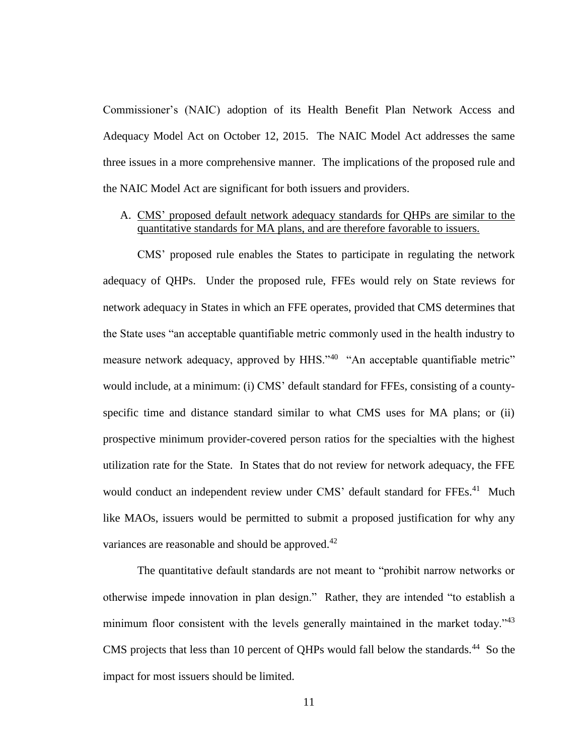Commissioner's (NAIC) adoption of its Health Benefit Plan Network Access and Adequacy Model Act on October 12, 2015. The NAIC Model Act addresses the same three issues in a more comprehensive manner. The implications of the proposed rule and the NAIC Model Act are significant for both issuers and providers.

A. CMS' proposed default network adequacy standards for QHPs are similar to the quantitative standards for MA plans, and are therefore favorable to issuers.

CMS' proposed rule enables the States to participate in regulating the network adequacy of QHPs. Under the proposed rule, FFEs would rely on State reviews for network adequacy in States in which an FFE operates, provided that CMS determines that the State uses "an acceptable quantifiable metric commonly used in the health industry to measure network adequacy, approved by HHS."[40] "An acceptable quantifiable metric" would include, at a minimum: (i) CMS' default standard for FFEs, consisting of a county-specific time and distance standard similar to what CMS uses for MA plans; or (ii) prospective minimum provider-covered person ratios for the specialties with the highest utilization rate for the State. In States that do not review for network adequacy, the FFE would conduct an independent review under CMS' default standard for FFEs.[41] Much like MAOs, issuers would be permitted to submit a proposed justification for why any variances are reasonable and should be approved.[42]

The quantitative default standards are not meant to "prohibit narrow networks or otherwise impede innovation in plan design." Rather, they are intended "to establish a minimum floor consistent with the levels generally maintained in the market today."[43] CMS projects that less than 10 percent of QHPs would fall below the standards.[44] So the impact for most issuers should be limited.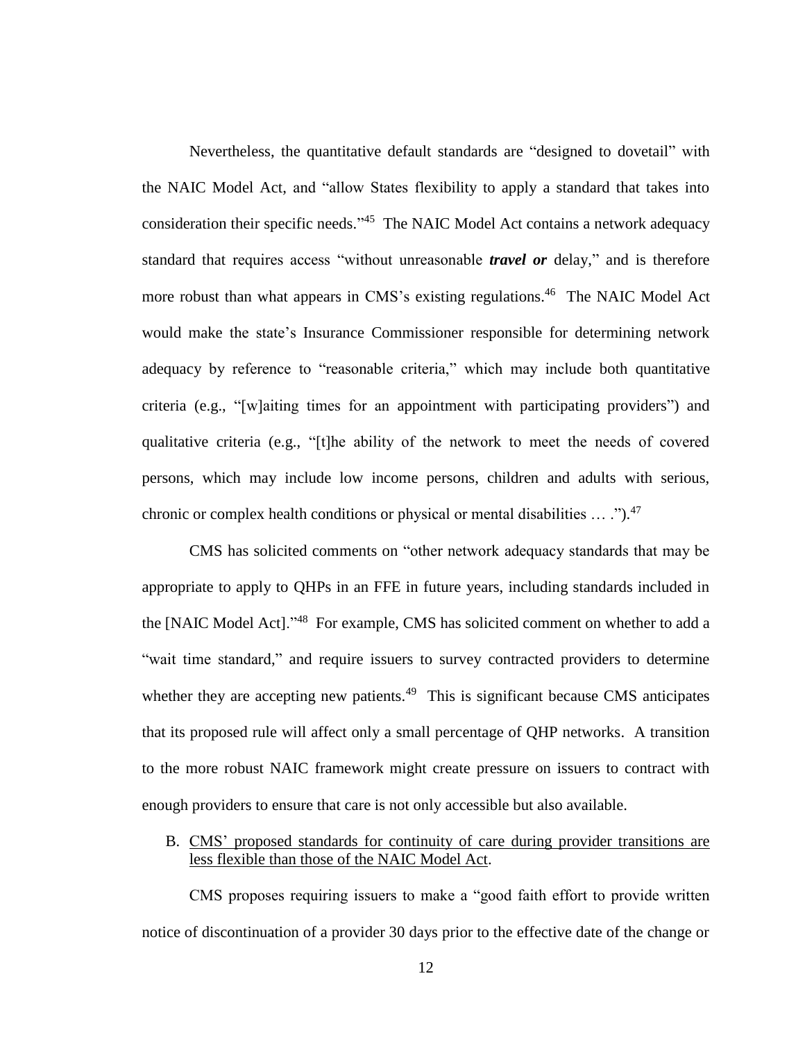Nevertheless, the quantitative default standards are "designed to dovetail" with the NAIC Model Act, and "allow States flexibility to apply a standard that takes into consideration their specific needs."[45] The NAIC Model Act contains a network adequacy standard that requires access "without unreasonable ***travel or*** delay," and is therefore more robust than what appears in CMS's existing regulations.[46] The NAIC Model Act would make the state's Insurance Commissioner responsible for determining network adequacy by reference to "reasonable criteria," which may include both quantitative criteria (e.g., "[w]aiting times for an appointment with participating providers") and qualitative criteria (e.g., "[t]he ability of the network to meet the needs of covered persons, which may include low income persons, children and adults with serious, chronic or complex health conditions or physical or mental disabilities … .").[47]

CMS has solicited comments on "other network adequacy standards that may be appropriate to apply to QHPs in an FFE in future years, including standards included in the [NAIC Model Act]."[48] For example, CMS has solicited comment on whether to add a "wait time standard," and require issuers to survey contracted providers to determine whether they are accepting new patients.[49] This is significant because CMS anticipates that its proposed rule will affect only a small percentage of QHP networks. A transition to the more robust NAIC framework might create pressure on issuers to contract with enough providers to ensure that care is not only accessible but also available.

B. <u>CMS' proposed standards for continuity of care during provider transitions are less flexible than those of the NAIC Model Act.</u>

CMS proposes requiring issuers to make a "good faith effort to provide written notice of discontinuation of a provider 30 days prior to the effective date of the change or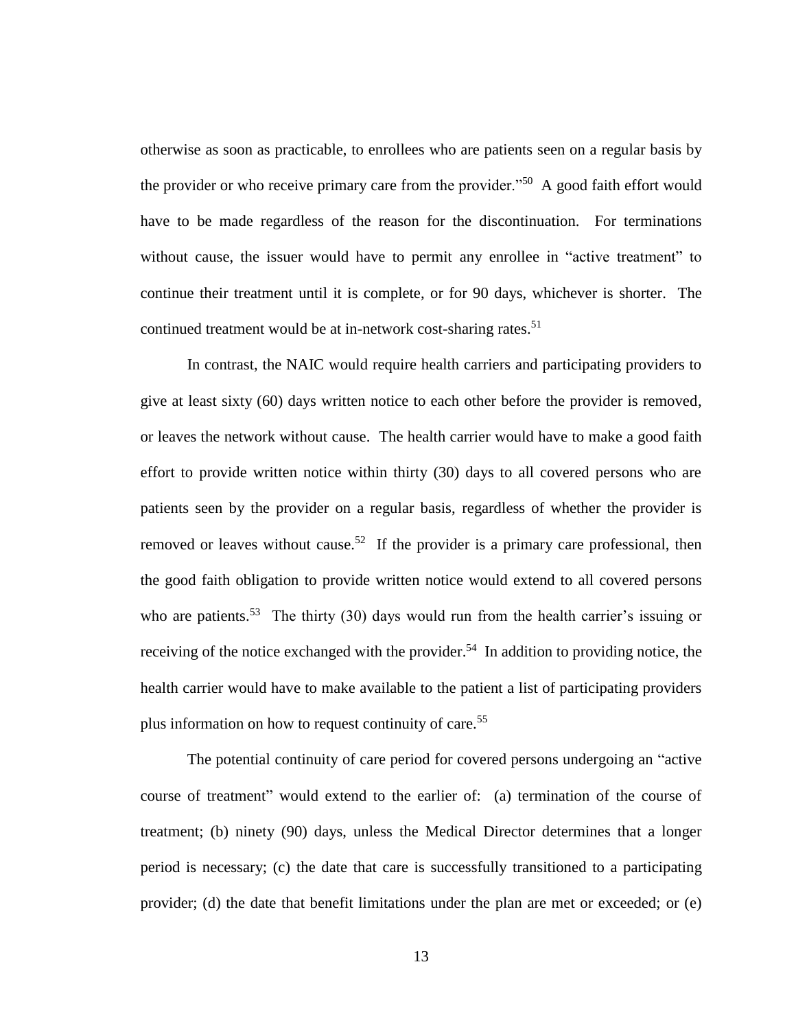otherwise as soon as practicable, to enrollees who are patients seen on a regular basis by the provider or who receive primary care from the provider."[50] A good faith effort would have to be made regardless of the reason for the discontinuation. For terminations without cause, the issuer would have to permit any enrollee in "active treatment" to continue their treatment until it is complete, or for 90 days, whichever is shorter. The continued treatment would be at in-network cost-sharing rates.[51]

In contrast, the NAIC would require health carriers and participating providers to give at least sixty (60) days written notice to each other before the provider is removed, or leaves the network without cause. The health carrier would have to make a good faith effort to provide written notice within thirty (30) days to all covered persons who are patients seen by the provider on a regular basis, regardless of whether the provider is removed or leaves without cause.[52] If the provider is a primary care professional, then the good faith obligation to provide written notice would extend to all covered persons who are patients.[53] The thirty (30) days would run from the health carrier's issuing or receiving of the notice exchanged with the provider.[54] In addition to providing notice, the health carrier would have to make available to the patient a list of participating providers plus information on how to request continuity of care.[55]

The potential continuity of care period for covered persons undergoing an "active course of treatment" would extend to the earlier of: (a) termination of the course of treatment; (b) ninety (90) days, unless the Medical Director determines that a longer period is necessary; (c) the date that care is successfully transitioned to a participating provider; (d) the date that benefit limitations under the plan are met or exceeded; or (e)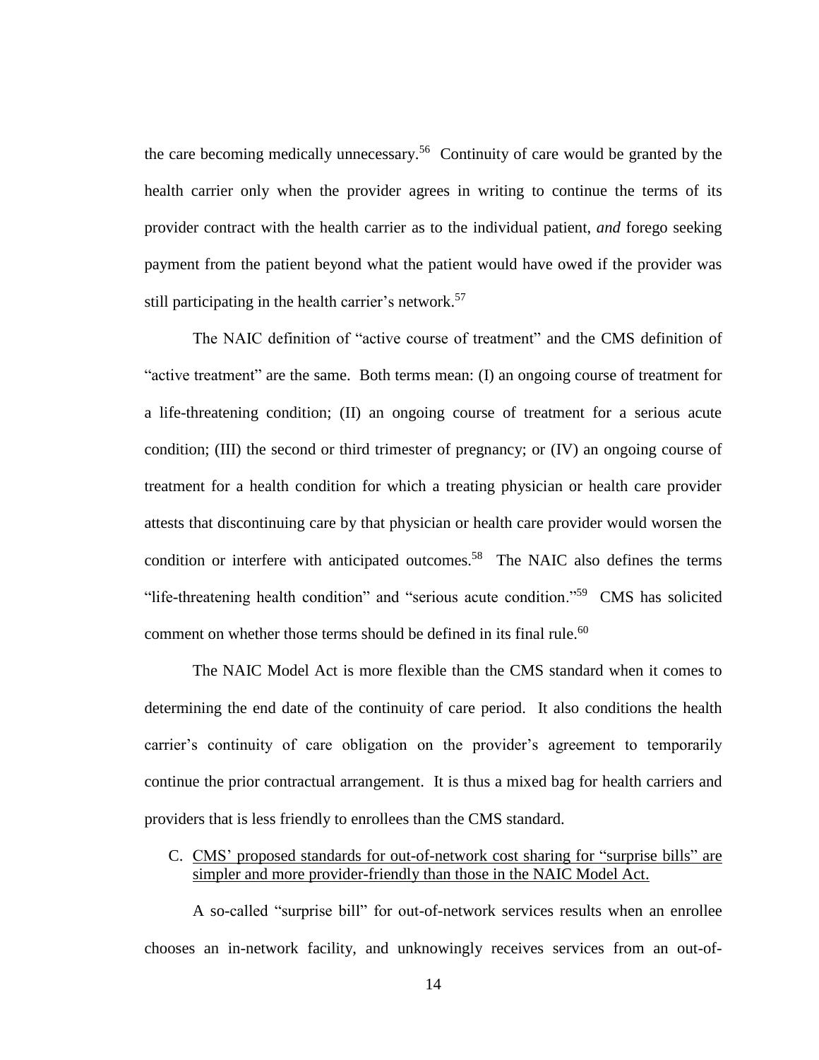the care becoming medically unnecessary.[56] Continuity of care would be granted by the health carrier only when the provider agrees in writing to continue the terms of its provider contract with the health carrier as to the individual patient, *and* forego seeking payment from the patient beyond what the patient would have owed if the provider was still participating in the health carrier's network.[57]

The NAIC definition of "active course of treatment" and the CMS definition of "active treatment" are the same. Both terms mean: (I) an ongoing course of treatment for a life-threatening condition; (II) an ongoing course of treatment for a serious acute condition; (III) the second or third trimester of pregnancy; or (IV) an ongoing course of treatment for a health condition for which a treating physician or health care provider attests that discontinuing care by that physician or health care provider would worsen the condition or interfere with anticipated outcomes.[58] The NAIC also defines the terms "life-threatening health condition" and "serious acute condition."[59] CMS has solicited comment on whether those terms should be defined in its final rule.[60]

The NAIC Model Act is more flexible than the CMS standard when it comes to determining the end date of the continuity of care period. It also conditions the health carrier's continuity of care obligation on the provider's agreement to temporarily continue the prior contractual arrangement. It is thus a mixed bag for health carriers and providers that is less friendly to enrollees than the CMS standard.

C. <u>CMS' proposed standards for out-of-network cost sharing for "surprise bills" are simpler and more provider-friendly than those in the NAIC Model Act.</u>

A so-called "surprise bill" for out-of-network services results when an enrollee chooses an in-network facility, and unknowingly receives services from an out-of-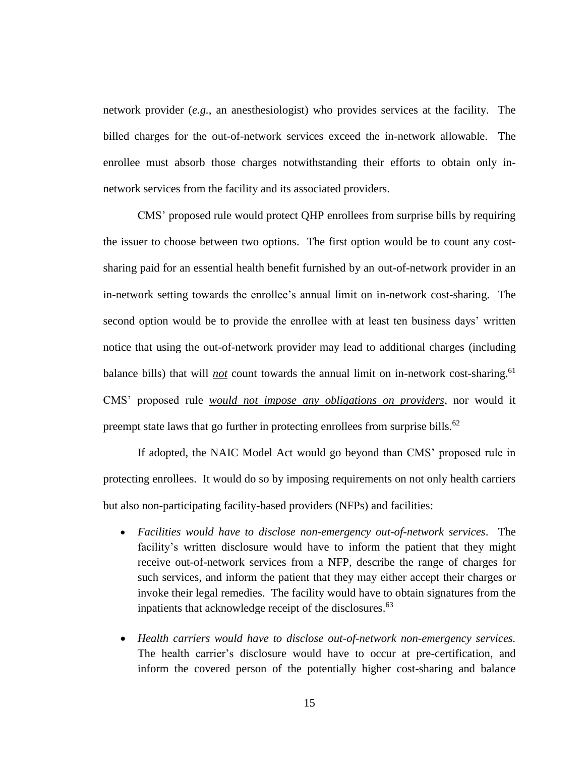network provider (*e.g.*, an anesthesiologist) who provides services at the facility. The billed charges for the out-of-network services exceed the in-network allowable. The enrollee must absorb those charges notwithstanding their efforts to obtain only in-network services from the facility and its associated providers.

CMS' proposed rule would protect QHP enrollees from surprise bills by requiring the issuer to choose between two options. The first option would be to count any cost-sharing paid for an essential health benefit furnished by an out-of-network provider in an in-network setting towards the enrollee's annual limit on in-network cost-sharing. The second option would be to provide the enrollee with at least ten business days' written notice that using the out-of-network provider may lead to additional charges (including balance bills) that will ***not*** count towards the annual limit on in-network cost-sharing.[61] CMS' proposed rule ***would not impose any obligations on providers***, nor would it preempt state laws that go further in protecting enrollees from surprise bills.[62]

If adopted, the NAIC Model Act would go beyond than CMS' proposed rule in protecting enrollees. It would do so by imposing requirements on not only health carriers but also non-participating facility-based providers (NFPs) and facilities:

- *Facilities would have to disclose non-emergency out-of-network services*. The facility's written disclosure would have to inform the patient that they might receive out-of-network services from a NFP, describe the range of charges for such services, and inform the patient that they may either accept their charges or invoke their legal remedies. The facility would have to obtain signatures from the inpatients that acknowledge receipt of the disclosures.[63]

- *Health carriers would have to disclose out-of-network non-emergency services.* The health carrier's disclosure would have to occur at pre-certification, and inform the covered person of the potentially higher cost-sharing and balance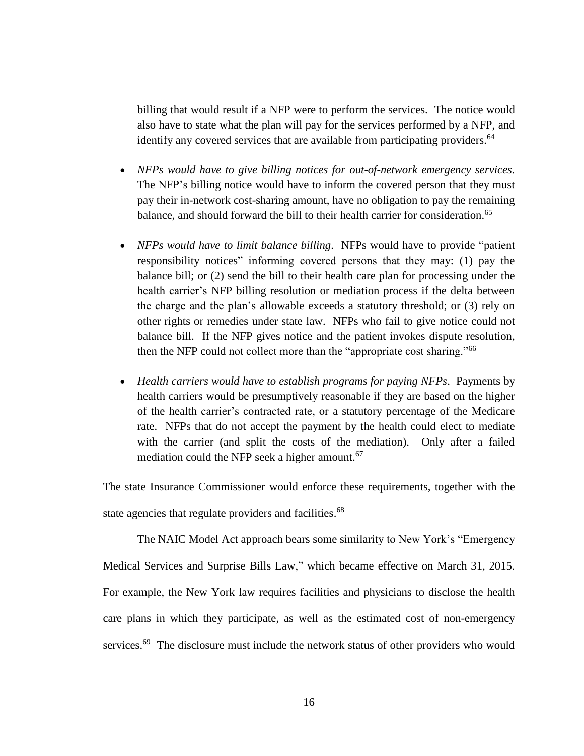billing that would result if a NFP were to perform the services. The notice would also have to state what the plan will pay for the services performed by a NFP, and identify any covered services that are available from participating providers.[64]

- *NFPs would have to give billing notices for out-of-network emergency services.* The NFP's billing notice would have to inform the covered person that they must pay their in-network cost-sharing amount, have no obligation to pay the remaining balance, and should forward the bill to their health carrier for consideration.[65]

- *NFPs would have to limit balance billing*. NFPs would have to provide "patient responsibility notices" informing covered persons that they may: (1) pay the balance bill; or (2) send the bill to their health care plan for processing under the health carrier's NFP billing resolution or mediation process if the delta between the charge and the plan's allowable exceeds a statutory threshold; or (3) rely on other rights or remedies under state law. NFPs who fail to give notice could not balance bill. If the NFP gives notice and the patient invokes dispute resolution, then the NFP could not collect more than the "appropriate cost sharing."[66]

- *Health carriers would have to establish programs for paying NFPs*. Payments by health carriers would be presumptively reasonable if they are based on the higher of the health carrier's contracted rate, or a statutory percentage of the Medicare rate. NFPs that do not accept the payment by the health could elect to mediate with the carrier (and split the costs of the mediation). Only after a failed mediation could the NFP seek a higher amount.[67]

The state Insurance Commissioner would enforce these requirements, together with the state agencies that regulate providers and facilities.[68]

The NAIC Model Act approach bears some similarity to New York's "Emergency Medical Services and Surprise Bills Law," which became effective on March 31, 2015. For example, the New York law requires facilities and physicians to disclose the health care plans in which they participate, as well as the estimated cost of non-emergency services.[69] The disclosure must include the network status of other providers who would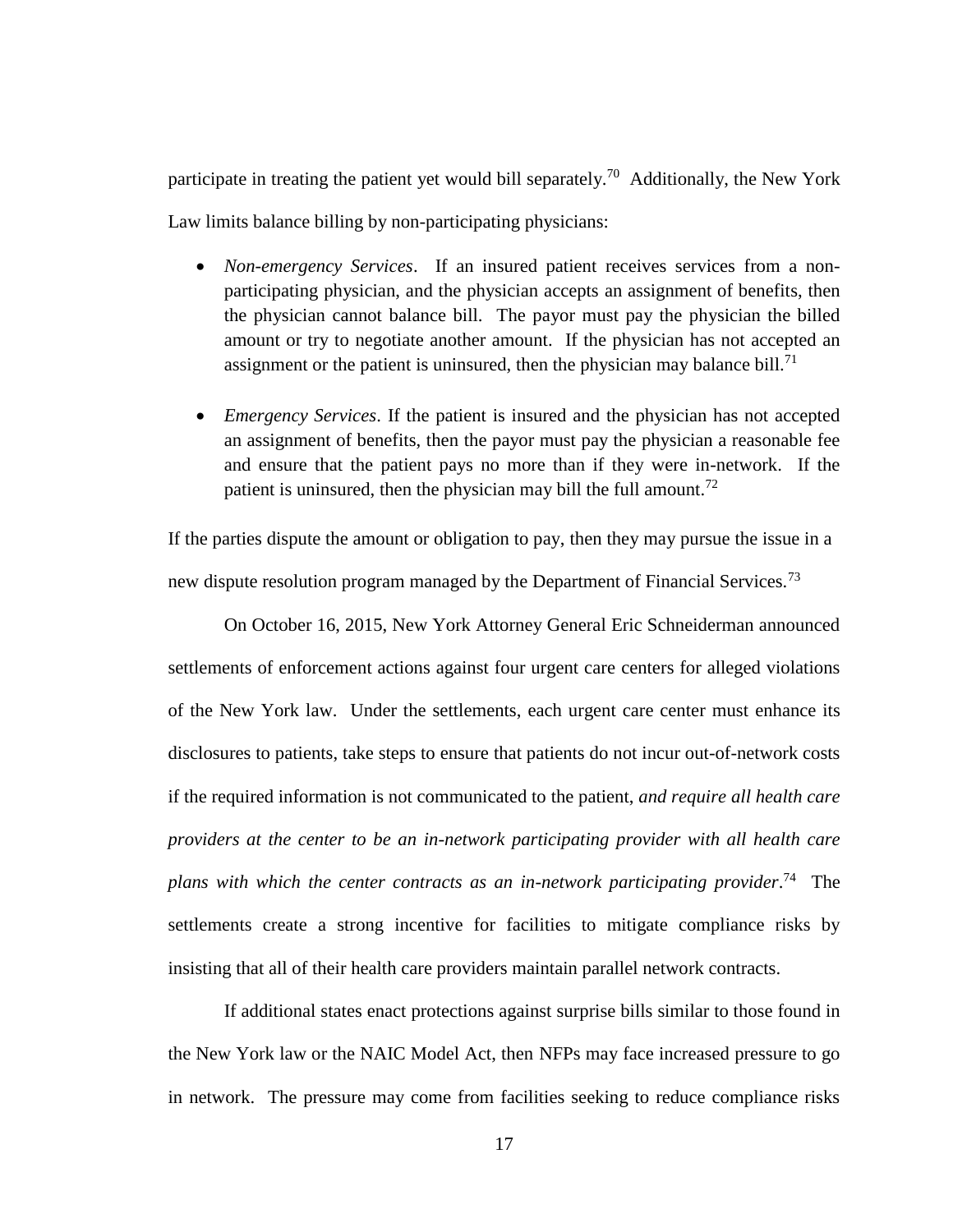participate in treating the patient yet would bill separately.[70] Additionally, the New York Law limits balance billing by non-participating physicians:

- *Non-emergency Services*. If an insured patient receives services from a non-participating physician, and the physician accepts an assignment of benefits, then the physician cannot balance bill. The payor must pay the physician the billed amount or try to negotiate another amount. If the physician has not accepted an assignment or the patient is uninsured, then the physician may balance bill.[71]

- *Emergency Services*. If the patient is insured and the physician has not accepted an assignment of benefits, then the payor must pay the physician a reasonable fee and ensure that the patient pays no more than if they were in-network. If the patient is uninsured, then the physician may bill the full amount.[72]

If the parties dispute the amount or obligation to pay, then they may pursue the issue in a new dispute resolution program managed by the Department of Financial Services.[73]

On October 16, 2015, New York Attorney General Eric Schneiderman announced settlements of enforcement actions against four urgent care centers for alleged violations of the New York law. Under the settlements, each urgent care center must enhance its disclosures to patients, take steps to ensure that patients do not incur out-of-network costs if the required information is not communicated to the patient, *and require all health care providers at the center to be an in-network participating provider with all health care plans with which the center contracts as an in-network participating provider*.[74] The settlements create a strong incentive for facilities to mitigate compliance risks by insisting that all of their health care providers maintain parallel network contracts.

If additional states enact protections against surprise bills similar to those found in the New York law or the NAIC Model Act, then NFPs may face increased pressure to go in network. The pressure may come from facilities seeking to reduce compliance risks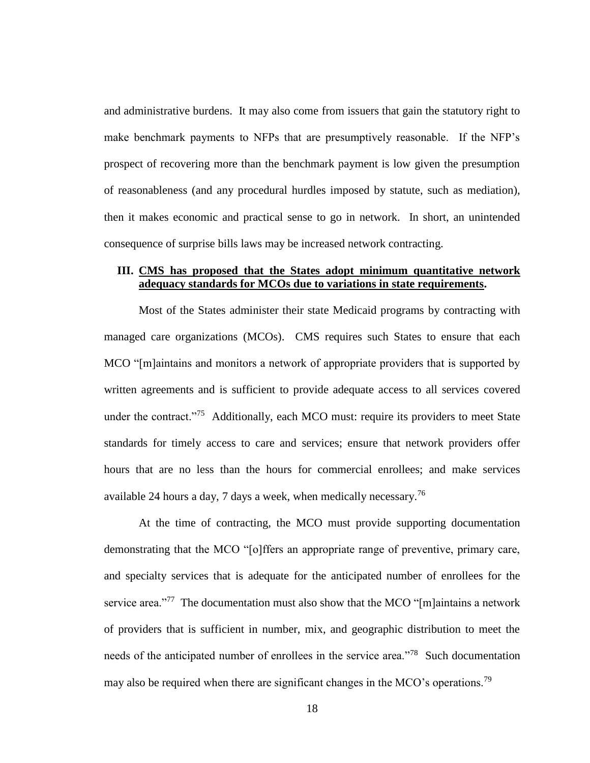and administrative burdens. It may also come from issuers that gain the statutory right to make benchmark payments to NFPs that are presumptively reasonable. If the NFP's prospect of recovering more than the benchmark payment is low given the presumption of reasonableness (and any procedural hurdles imposed by statute, such as mediation), then it makes economic and practical sense to go in network. In short, an unintended consequence of surprise bills laws may be increased network contracting.

## III. CMS has proposed that the States adopt minimum quantitative network adequacy standards for MCOs due to variations in state requirements.

Most of the States administer their state Medicaid programs by contracting with managed care organizations (MCOs). CMS requires such States to ensure that each MCO "[m]aintains and monitors a network of appropriate providers that is supported by written agreements and is sufficient to provide adequate access to all services covered under the contract."[75] Additionally, each MCO must: require its providers to meet State standards for timely access to care and services; ensure that network providers offer hours that are no less than the hours for commercial enrollees; and make services available 24 hours a day, 7 days a week, when medically necessary.[76]

At the time of contracting, the MCO must provide supporting documentation demonstrating that the MCO "[o]ffers an appropriate range of preventive, primary care, and specialty services that is adequate for the anticipated number of enrollees for the service area."[77] The documentation must also show that the MCO "[m]aintains a network of providers that is sufficient in number, mix, and geographic distribution to meet the needs of the anticipated number of enrollees in the service area."[78] Such documentation may also be required when there are significant changes in the MCO's operations.[79]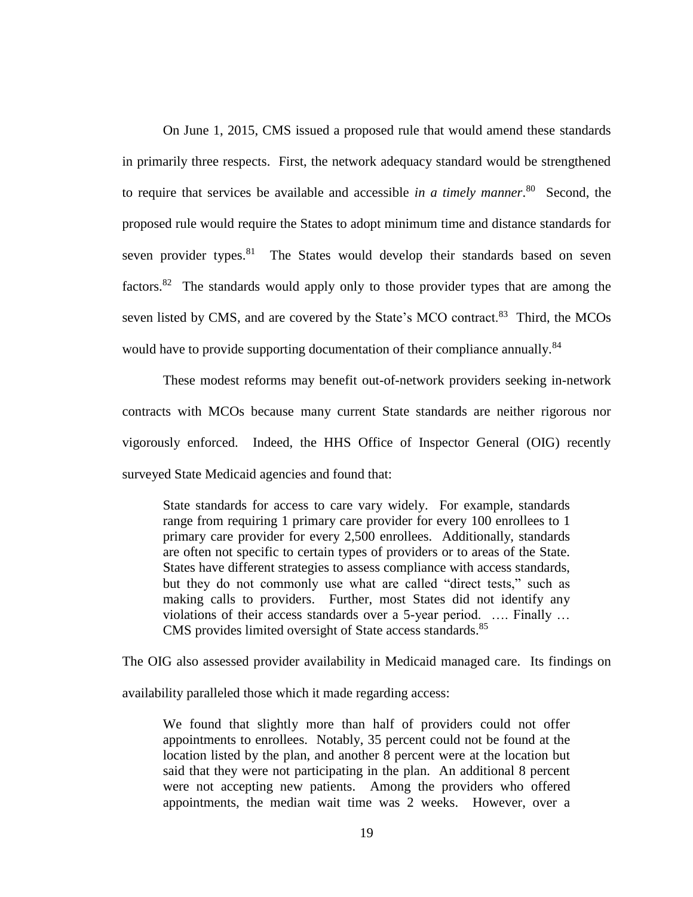On June 1, 2015, CMS issued a proposed rule that would amend these standards in primarily three respects. First, the network adequacy standard would be strengthened to require that services be available and accessible *in a timely manner*.[80] Second, the proposed rule would require the States to adopt minimum time and distance standards for seven provider types.[81] The States would develop their standards based on seven factors.[82] The standards would apply only to those provider types that are among the seven listed by CMS, and are covered by the State's MCO contract.[83] Third, the MCOs would have to provide supporting documentation of their compliance annually.[84]

These modest reforms may benefit out-of-network providers seeking in-network contracts with MCOs because many current State standards are neither rigorous nor vigorously enforced. Indeed, the HHS Office of Inspector General (OIG) recently surveyed State Medicaid agencies and found that:

> State standards for access to care vary widely. For example, standards range from requiring 1 primary care provider for every 100 enrollees to 1 primary care provider for every 2,500 enrollees. Additionally, standards are often not specific to certain types of providers or to areas of the State. States have different strategies to assess compliance with access standards, but they do not commonly use what are called "direct tests," such as making calls to providers. Further, most States did not identify any violations of their access standards over a 5-year period. …. Finally … CMS provides limited oversight of State access standards.[85]

The OIG also assessed provider availability in Medicaid managed care. Its findings on availability paralleled those which it made regarding access:

> We found that slightly more than half of providers could not offer appointments to enrollees. Notably, 35 percent could not be found at the location listed by the plan, and another 8 percent were at the location but said that they were not participating in the plan. An additional 8 percent were not accepting new patients. Among the providers who offered appointments, the median wait time was 2 weeks. However, over a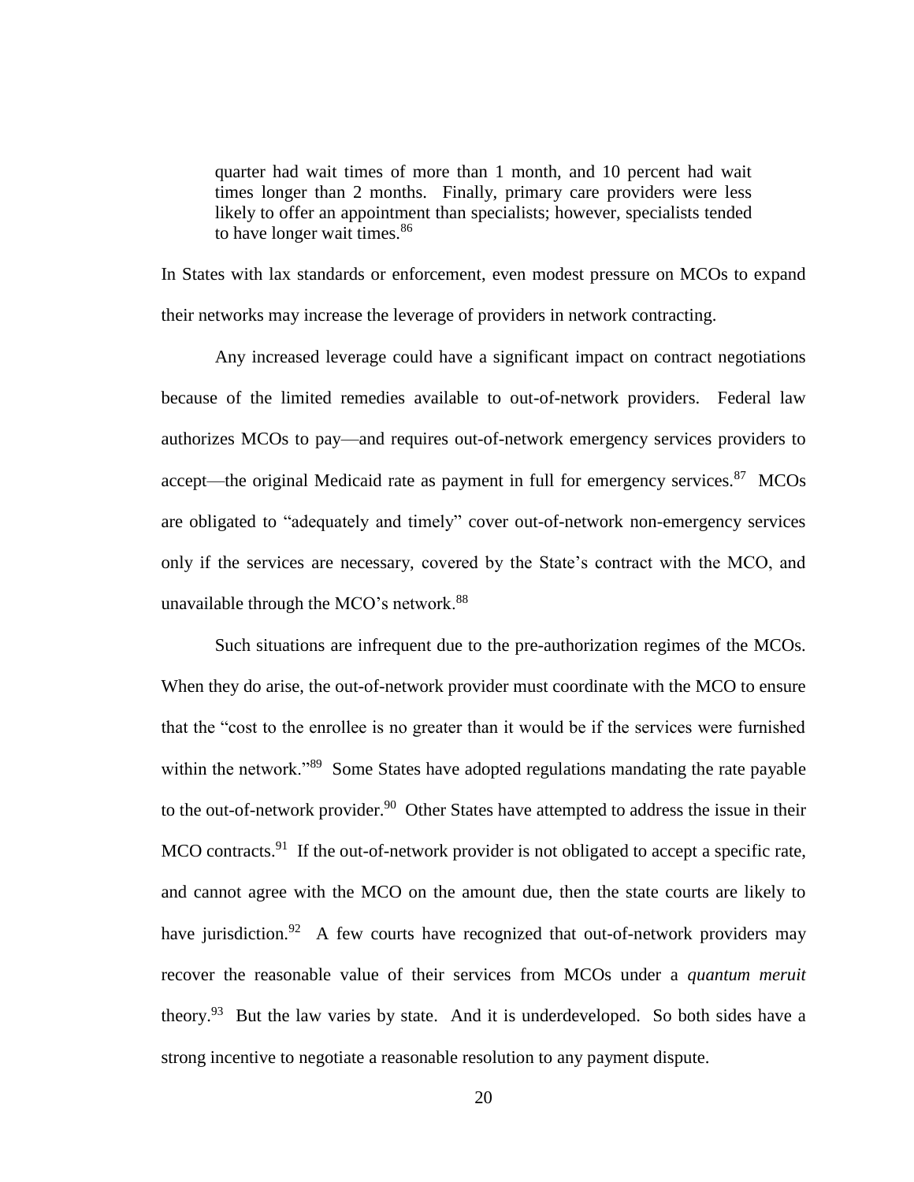> quarter had wait times of more than 1 month, and 10 percent had wait times longer than 2 months. Finally, primary care providers were less likely to offer an appointment than specialists; however, specialists tended to have longer wait times.[86]

In States with lax standards or enforcement, even modest pressure on MCOs to expand their networks may increase the leverage of providers in network contracting.

Any increased leverage could have a significant impact on contract negotiations because of the limited remedies available to out-of-network providers. Federal law authorizes MCOs to pay—and requires out-of-network emergency services providers to accept—the original Medicaid rate as payment in full for emergency services.[87] MCOs are obligated to "adequately and timely" cover out-of-network non-emergency services only if the services are necessary, covered by the State's contract with the MCO, and unavailable through the MCO's network.[88]

Such situations are infrequent due to the pre-authorization regimes of the MCOs. When they do arise, the out-of-network provider must coordinate with the MCO to ensure that the "cost to the enrollee is no greater than it would be if the services were furnished within the network."[89] Some States have adopted regulations mandating the rate payable to the out-of-network provider.[90] Other States have attempted to address the issue in their MCO contracts.[91] If the out-of-network provider is not obligated to accept a specific rate, and cannot agree with the MCO on the amount due, then the state courts are likely to have jurisdiction.[92] A few courts have recognized that out-of-network providers may recover the reasonable value of their services from MCOs under a *quantum meruit* theory.[93] But the law varies by state. And it is underdeveloped. So both sides have a strong incentive to negotiate a reasonable resolution to any payment dispute.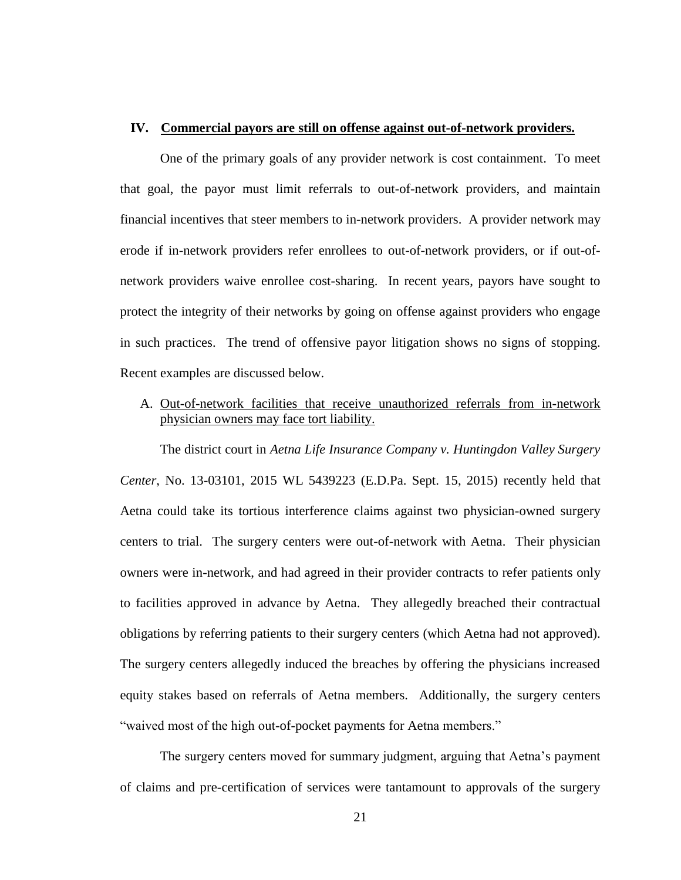## IV. <u>Commercial payors are still on offense against out-of-network providers.</u>

One of the primary goals of any provider network is cost containment. To meet that goal, the payor must limit referrals to out-of-network providers, and maintain financial incentives that steer members to in-network providers. A provider network may erode if in-network providers refer enrollees to out-of-network providers, or if out-of-network providers waive enrollee cost-sharing. In recent years, payors have sought to protect the integrity of their networks by going on offense against providers who engage in such practices. The trend of offensive payor litigation shows no signs of stopping. Recent examples are discussed below.

### A. <u>Out-of-network facilities that receive unauthorized referrals from in-network physician owners may face tort liability.</u>

The district court in *Aetna Life Insurance Company v. Huntingdon Valley Surgery Center*, No. 13-03101, 2015 WL 5439223 (E.D.Pa. Sept. 15, 2015) recently held that Aetna could take its tortious interference claims against two physician-owned surgery centers to trial. The surgery centers were out-of-network with Aetna. Their physician owners were in-network, and had agreed in their provider contracts to refer patients only to facilities approved in advance by Aetna. They allegedly breached their contractual obligations by referring patients to their surgery centers (which Aetna had not approved). The surgery centers allegedly induced the breaches by offering the physicians increased equity stakes based on referrals of Aetna members. Additionally, the surgery centers "waived most of the high out-of-pocket payments for Aetna members."

The surgery centers moved for summary judgment, arguing that Aetna's payment of claims and pre-certification of services were tantamount to approvals of the surgery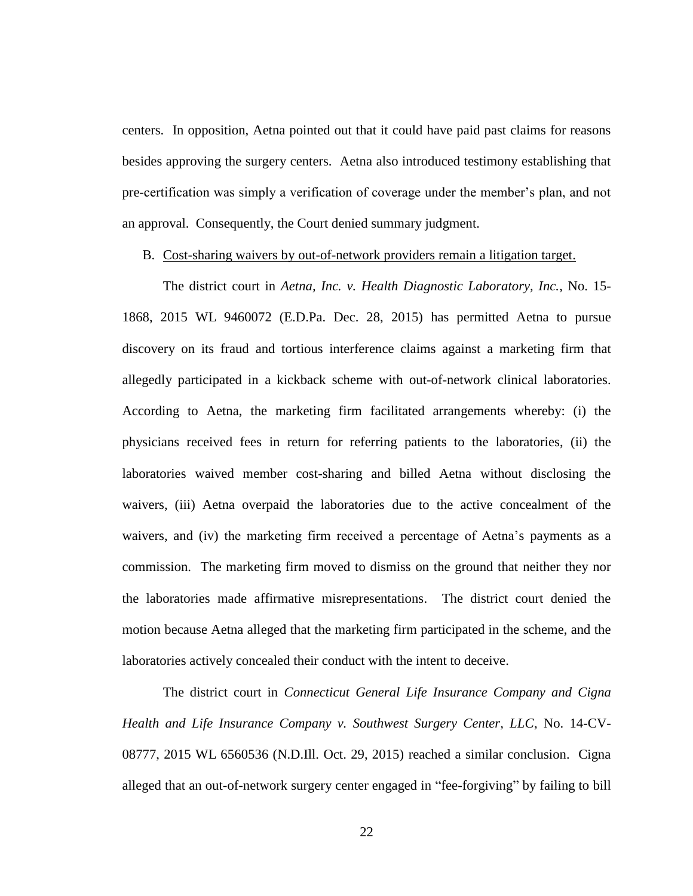centers. In opposition, Aetna pointed out that it could have paid past claims for reasons besides approving the surgery centers. Aetna also introduced testimony establishing that pre-certification was simply a verification of coverage under the member's plan, and not an approval. Consequently, the Court denied summary judgment.

B. <u>Cost-sharing waivers by out-of-network providers remain a litigation target.</u>

The district court in *Aetna, Inc. v. Health Diagnostic Laboratory, Inc.*, No. 15-1868, 2015 WL 9460072 (E.D.Pa. Dec. 28, 2015) has permitted Aetna to pursue discovery on its fraud and tortious interference claims against a marketing firm that allegedly participated in a kickback scheme with out-of-network clinical laboratories. According to Aetna, the marketing firm facilitated arrangements whereby: (i) the physicians received fees in return for referring patients to the laboratories, (ii) the laboratories waived member cost-sharing and billed Aetna without disclosing the waivers, (iii) Aetna overpaid the laboratories due to the active concealment of the waivers, and (iv) the marketing firm received a percentage of Aetna's payments as a commission. The marketing firm moved to dismiss on the ground that neither they nor the laboratories made affirmative misrepresentations. The district court denied the motion because Aetna alleged that the marketing firm participated in the scheme, and the laboratories actively concealed their conduct with the intent to deceive.

The district court in *Connecticut General Life Insurance Company and Cigna Health and Life Insurance Company v. Southwest Surgery Center, LLC*, No. 14-CV-08777, 2015 WL 6560536 (N.D.Ill. Oct. 29, 2015) reached a similar conclusion. Cigna alleged that an out-of-network surgery center engaged in "fee-forgiving" by failing to bill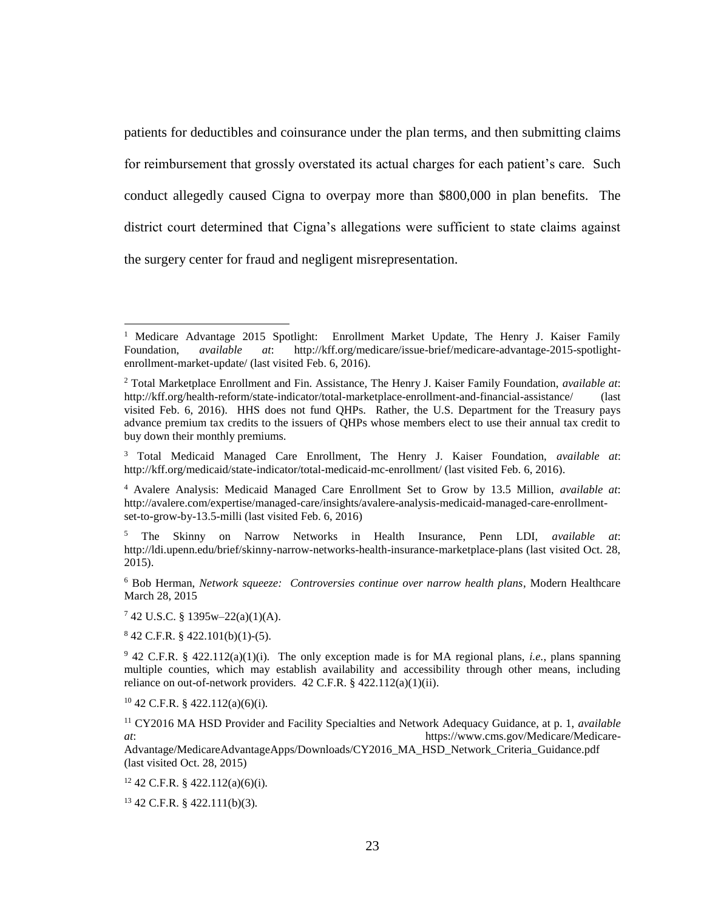patients for deductibles and coinsurance under the plan terms, and then submitting claims for reimbursement that grossly overstated its actual charges for each patient's care. Such conduct allegedly caused Cigna to overpay more than $800,000 in plan benefits. The district court determined that Cigna's allegations were sufficient to state claims against the surgery center for fraud and negligent misrepresentation.

---

[1] Medicare Advantage 2015 Spotlight: Enrollment Market Update, The Henry J. Kaiser Family Foundation, *available at*: http://kff.org/medicare/issue-brief/medicare-advantage-2015-spotlight-enrollment-market-update/ (last visited Feb. 6, 2016).

[2] Total Marketplace Enrollment and Fin. Assistance, The Henry J. Kaiser Family Foundation, *available at*: http://kff.org/health-reform/state-indicator/total-marketplace-enrollment-and-financial-assistance/ (last visited Feb. 6, 2016). HHS does not fund QHPs. Rather, the U.S. Department for the Treasury pays advance premium tax credits to the issuers of QHPs whose members elect to use their annual tax credit to buy down their monthly premiums.

[3] Total Medicaid Managed Care Enrollment, The Henry J. Kaiser Foundation, *available at*: http://kff.org/medicaid/state-indicator/total-medicaid-mc-enrollment/ (last visited Feb. 6, 2016).

[4] Avalere Analysis: Medicaid Managed Care Enrollment Set to Grow by 13.5 Million, *available at*: http://avalere.com/expertise/managed-care/insights/avalere-analysis-medicaid-managed-care-enrollment-set-to-grow-by-13.5-milli (last visited Feb. 6, 2016)

[5] The Skinny on Narrow Networks in Health Insurance, Penn LDI, *available at*: http://ldi.upenn.edu/brief/skinny-narrow-networks-health-insurance-marketplace-plans (last visited Oct. 28, 2015).

[6] Bob Herman, *Network squeeze: Controversies continue over narrow health plans*, Modern Healthcare March 28, 2015

[7] 42 U.S.C. § 1395w–22(a)(1)(A).

[8] 42 C.F.R. § 422.101(b)(1)-(5).

[9] 42 C.F.R. § 422.112(a)(1)(i). The only exception made is for MA regional plans, *i.e.*, plans spanning multiple counties, which may establish availability and accessibility through other means, including reliance on out-of-network providers. 42 C.F.R. § 422.112(a)(1)(ii).

[10] 42 C.F.R. § 422.112(a)(6)(i).

[11] CY2016 MA HSD Provider and Facility Specialties and Network Adequacy Guidance, at p. 1, *available at*: https://www.cms.gov/Medicare/Medicare-Advantage/MedicareAdvantageApps/Downloads/CY2016_MA_HSD_Network_Criteria_Guidance.pdf (last visited Oct. 28, 2015)

[12] 42 C.F.R. § 422.112(a)(6)(i).

[13] 42 C.F.R. § 422.111(b)(3).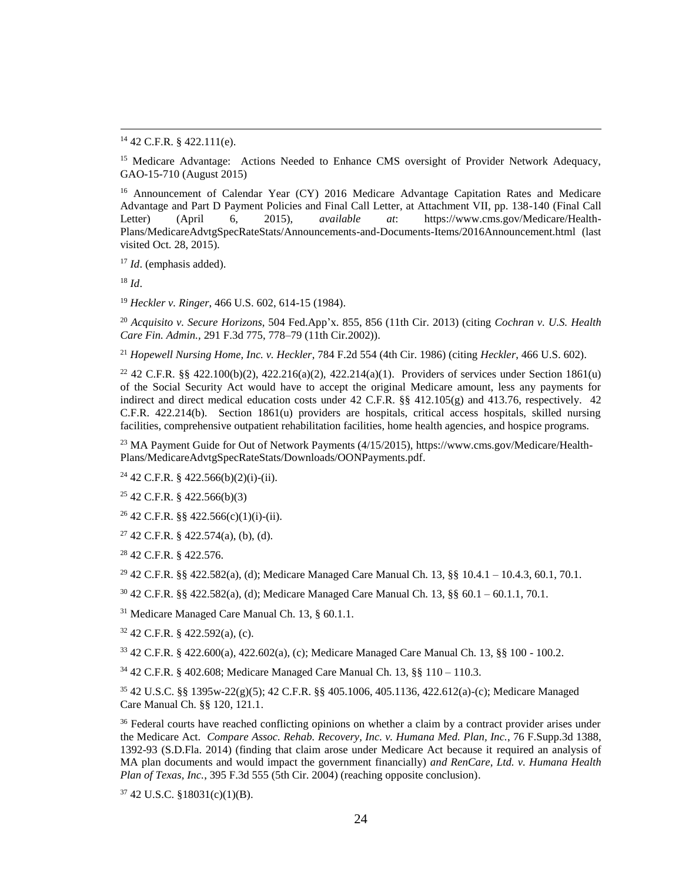[14] 42 C.F.R. § 422.111(e).

[15] Medicare Advantage: Actions Needed to Enhance CMS oversight of Provider Network Adequacy, GAO-15-710 (August 2015)

[16] Announcement of Calendar Year (CY) 2016 Medicare Advantage Capitation Rates and Medicare Advantage and Part D Payment Policies and Final Call Letter, at Attachment VII, pp. 138-140 (Final Call Letter) (April 6, 2015), *available at*: https://www.cms.gov/Medicare/Health-Plans/MedicareAdvtgSpecRateStats/Announcements-and-Documents-Items/2016Announcement.html (last visited Oct. 28, 2015).

[17] *Id*. (emphasis added).

[18] *Id*.

[19] *Heckler v. Ringer*, 466 U.S. 602, 614-15 (1984).

[20] *Acquisito v. Secure Horizons*, 504 Fed.App'x. 855, 856 (11th Cir. 2013) (citing *Cochran v. U.S. Health Care Fin. Admin.,* 291 F.3d 775, 778–79 (11th Cir.2002)).

[21] *Hopewell Nursing Home, Inc. v. Heckler*, 784 F.2d 554 (4th Cir. 1986) (citing *Heckler*, 466 U.S. 602).

[22] 42 C.F.R. §§ 422.100(b)(2), 422.216(a)(2), 422.214(a)(1). Providers of services under Section 1861(u) of the Social Security Act would have to accept the original Medicare amount, less any payments for indirect and direct medical education costs under 42 C.F.R. §§ 412.105(g) and 413.76, respectively. 42 C.F.R. 422.214(b). Section 1861(u) providers are hospitals, critical access hospitals, skilled nursing facilities, comprehensive outpatient rehabilitation facilities, home health agencies, and hospice programs.

[23] MA Payment Guide for Out of Network Payments (4/15/2015), https://www.cms.gov/Medicare/Health-Plans/MedicareAdvtgSpecRateStats/Downloads/OONPayments.pdf.

[24] 42 C.F.R. § 422.566(b)(2)(i)-(ii).

[25] 42 C.F.R. § 422.566(b)(3)

[26] 42 C.F.R. §§ 422.566(c)(1)(i)-(ii).

[27] 42 C.F.R. § 422.574(a), (b), (d).

[28] 42 C.F.R. § 422.576.

[29] 42 C.F.R. §§ 422.582(a), (d); Medicare Managed Care Manual Ch. 13, §§ 10.4.1 – 10.4.3, 60.1, 70.1.

[30] 42 C.F.R. §§ 422.582(a), (d); Medicare Managed Care Manual Ch. 13, §§ 60.1 – 60.1.1, 70.1.

[31] Medicare Managed Care Manual Ch. 13, § 60.1.1.

[32] 42 C.F.R. § 422.592(a), (c).

[33] 42 C.F.R. § 422.600(a), 422.602(a), (c); Medicare Managed Care Manual Ch. 13, §§ 100 - 100.2.

[34] 42 C.F.R. § 402.608; Medicare Managed Care Manual Ch. 13, §§ 110 – 110.3.

[35] 42 U.S.C. §§ 1395w-22(g)(5); 42 C.F.R. §§ 405.1006, 405.1136, 422.612(a)-(c); Medicare Managed Care Manual Ch. §§ 120, 121.1.

[36] Federal courts have reached conflicting opinions on whether a claim by a contract provider arises under the Medicare Act. *Compare Assoc. Rehab. Recovery, Inc. v. Humana Med. Plan, Inc.*, 76 F.Supp.3d 1388, 1392-93 (S.D.Fla. 2014) (finding that claim arose under Medicare Act because it required an analysis of MA plan documents and would impact the government financially) *and RenCare, Ltd. v. Humana Health Plan of Texas, Inc.*, 395 F.3d 555 (5th Cir. 2004) (reaching opposite conclusion).

[37] 42 U.S.C. §18031(c)(1)(B).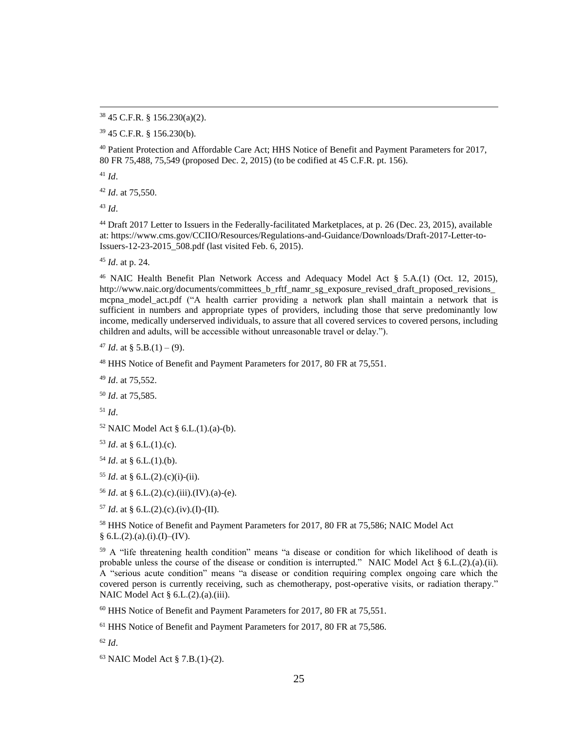[38] 45 C.F.R. § 156.230(a)(2).

[39] 45 C.F.R. § 156.230(b).

[40] Patient Protection and Affordable Care Act; HHS Notice of Benefit and Payment Parameters for 2017, 80 FR 75,488, 75,549 (proposed Dec. 2, 2015) (to be codified at 45 C.F.R. pt. 156).

[41] *Id*.

[42] *Id*. at 75,550.

[43] *Id*.

[44] Draft 2017 Letter to Issuers in the Federally-facilitated Marketplaces, at p. 26 (Dec. 23, 2015), available at: https://www.cms.gov/CCIIO/Resources/Regulations-and-Guidance/Downloads/Draft-2017-Letter-to-Issuers-12-23-2015_508.pdf (last visited Feb. 6, 2015).

[45] *Id*. at p. 24.

[46] NAIC Health Benefit Plan Network Access and Adequacy Model Act § 5.A.(1) (Oct. 12, 2015), http://www.naic.org/documents/committees_b_rftf_namr_sg_exposure_revised_draft_proposed_revisions_mcpna_model_act.pdf ("A health carrier providing a network plan shall maintain a network that is sufficient in numbers and appropriate types of providers, including those that serve predominantly low income, medically underserved individuals, to assure that all covered services to covered persons, including children and adults, will be accessible without unreasonable travel or delay.").

[47] *Id*. at § 5.B.(1) – (9).

[48] HHS Notice of Benefit and Payment Parameters for 2017, 80 FR at 75,551.

[49] *Id*. at 75,552.

[50] *Id*. at 75,585.

[51] *Id*.

[52] NAIC Model Act § 6.L.(1).(a)-(b).

[53] *Id*. at § 6.L.(1).(c).

[54] *Id*. at § 6.L.(1).(b).

[55] *Id*. at § 6.L.(2).(c)(i)-(ii).

[56] *Id*. at § 6.L.(2).(c).(iii).(IV).(a)-(e).

[57] *Id*. at § 6.L.(2).(c).(iv).(I)-(II).

[58] HHS Notice of Benefit and Payment Parameters for 2017, 80 FR at 75,586; NAIC Model Act § 6.L.(2).(a).(i).(I)–(IV).

[59] A "life threatening health condition" means "a disease or condition for which likelihood of death is probable unless the course of the disease or condition is interrupted." NAIC Model Act § 6.L.(2).(a).(ii). A "serious acute condition" means "a disease or condition requiring complex ongoing care which the covered person is currently receiving, such as chemotherapy, post-operative visits, or radiation therapy." NAIC Model Act § 6.L.(2).(a).(iii).

[60] HHS Notice of Benefit and Payment Parameters for 2017, 80 FR at 75,551.

[61] HHS Notice of Benefit and Payment Parameters for 2017, 80 FR at 75,586.

[62] *Id*.

[63] NAIC Model Act § 7.B.(1)-(2).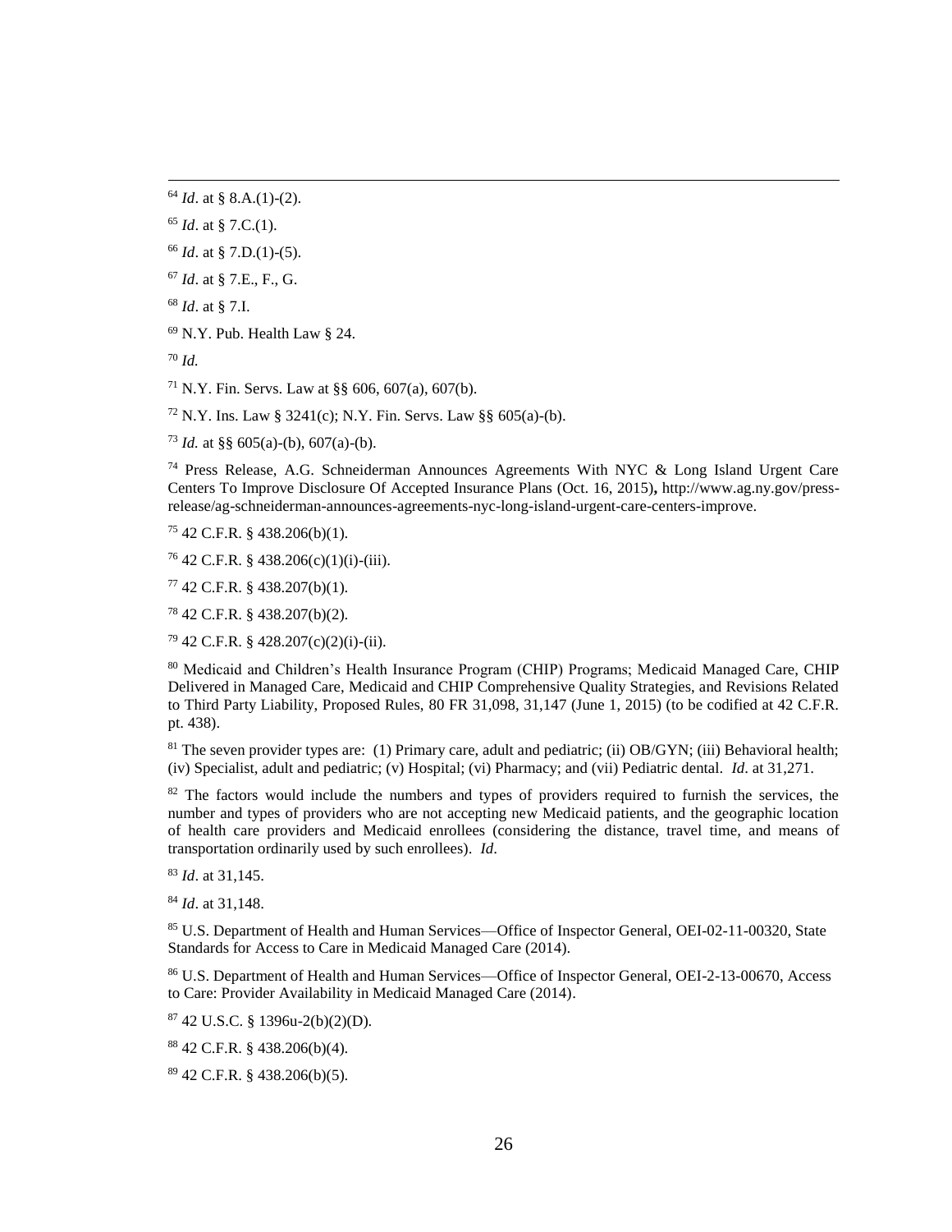[64] *Id*. at § 8.A.(1)-(2).

[65] *Id*. at § 7.C.(1).

[66] *Id*. at § 7.D.(1)-(5).

[67] *Id*. at § 7.E., F., G.

[68] *Id*. at § 7.I.

[69] N.Y. Pub. Health Law § 24.

[70] *Id.*

[71] N.Y. Fin. Servs. Law at §§ 606, 607(a), 607(b).

[72] N.Y. Ins. Law § 3241(c); N.Y. Fin. Servs. Law §§ 605(a)-(b).

[73] *Id.* at §§ 605(a)-(b), 607(a)-(b).

[74] Press Release, A.G. Schneiderman Announces Agreements With NYC & Long Island Urgent Care Centers To Improve Disclosure Of Accepted Insurance Plans (Oct. 16, 2015)**,** http://www.ag.ny.gov/press-release/ag-schneiderman-announces-agreements-nyc-long-island-urgent-care-centers-improve.

[75] 42 C.F.R. § 438.206(b)(1).

[76] 42 C.F.R. § 438.206(c)(1)(i)-(iii).

[77] 42 C.F.R. § 438.207(b)(1).

[78] 42 C.F.R. § 438.207(b)(2).

[79] 42 C.F.R. § 428.207(c)(2)(i)-(ii).

[80] Medicaid and Children's Health Insurance Program (CHIP) Programs; Medicaid Managed Care, CHIP Delivered in Managed Care, Medicaid and CHIP Comprehensive Quality Strategies, and Revisions Related to Third Party Liability, Proposed Rules, 80 FR 31,098, 31,147 (June 1, 2015) (to be codified at 42 C.F.R. pt. 438).

[81] The seven provider types are: (1) Primary care, adult and pediatric; (ii) OB/GYN; (iii) Behavioral health; (iv) Specialist, adult and pediatric; (v) Hospital; (vi) Pharmacy; and (vii) Pediatric dental. *Id*. at 31,271.

[82] The factors would include the numbers and types of providers required to furnish the services, the number and types of providers who are not accepting new Medicaid patients, and the geographic location of health care providers and Medicaid enrollees (considering the distance, travel time, and means of transportation ordinarily used by such enrollees). *Id*.

[83] *Id*. at 31,145.

[84] *Id*. at 31,148.

[85] U.S. Department of Health and Human Services—Office of Inspector General, OEI-02-11-00320, State Standards for Access to Care in Medicaid Managed Care (2014).

[86] U.S. Department of Health and Human Services—Office of Inspector General, OEI-2-13-00670, Access to Care: Provider Availability in Medicaid Managed Care (2014).

[87] 42 U.S.C. § 1396u-2(b)(2)(D).

[88] 42 C.F.R. § 438.206(b)(4).

[89] 42 C.F.R. § 438.206(b)(5).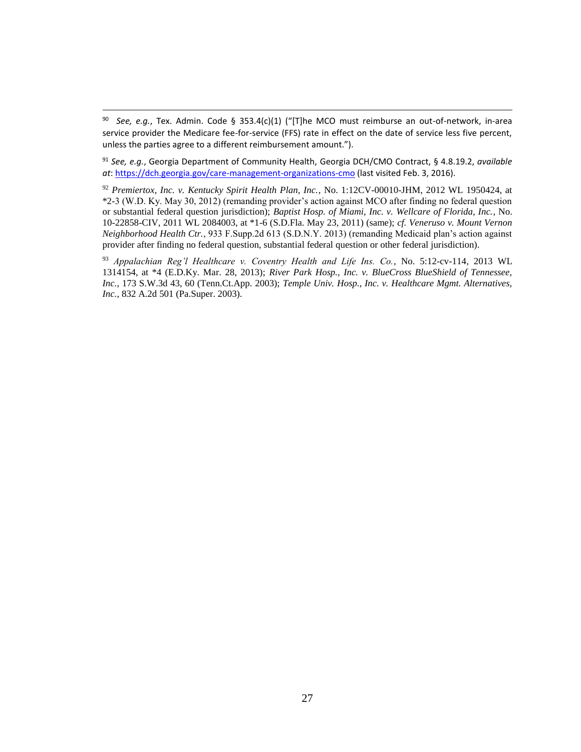[90] *See, e.g.*, Tex. Admin. Code § 353.4(c)(1) ("[T]he MCO must reimburse an out-of-network, in-area service provider the Medicare fee-for-service (FFS) rate in effect on the date of service less five percent, unless the parties agree to a different reimbursement amount.").

[91] *See, e.g.*, Georgia Department of Community Health, Georgia DCH/CMO Contract, § 4.8.19.2, *available at*: https://dch.georgia.gov/care-management-organizations-cmo (last visited Feb. 3, 2016).

[92] *Premiertox, Inc. v. Kentucky Spirit Health Plan, Inc.*, No. 1:12CV-00010-JHM, 2012 WL 1950424, at *2-3 (W.D. Ky. May 30, 2012) (remanding provider's action against MCO after finding no federal question or substantial federal question jurisdiction); *Baptist Hosp. of Miami, Inc. v. Wellcare of Florida, Inc.*, No. 10-22858-CIV, 2011 WL 2084003, at *1-6 (S.D.Fla. May 23, 2011) (same); *cf. Veneruso v. Mount Vernon Neighborhood Health Ctr.*, 933 F.Supp.2d 613 (S.D.N.Y. 2013) (remanding Medicaid plan's action against provider after finding no federal question, substantial federal question or other federal jurisdiction).

[93] *Appalachian Reg'l Healthcare v. Coventry Health and Life Ins. Co.*, No. 5:12-cv-114, 2013 WL 1314154, at *4 (E.D.Ky. Mar. 28, 2013); *River Park Hosp., Inc. v. BlueCross BlueShield of Tennessee, Inc.*, 173 S.W.3d 43, 60 (Tenn.Ct.App. 2003); *Temple Univ. Hosp., Inc. v. Healthcare Mgmt. Alternatives, Inc.*, 832 A.2d 501 (Pa.Super. 2003).